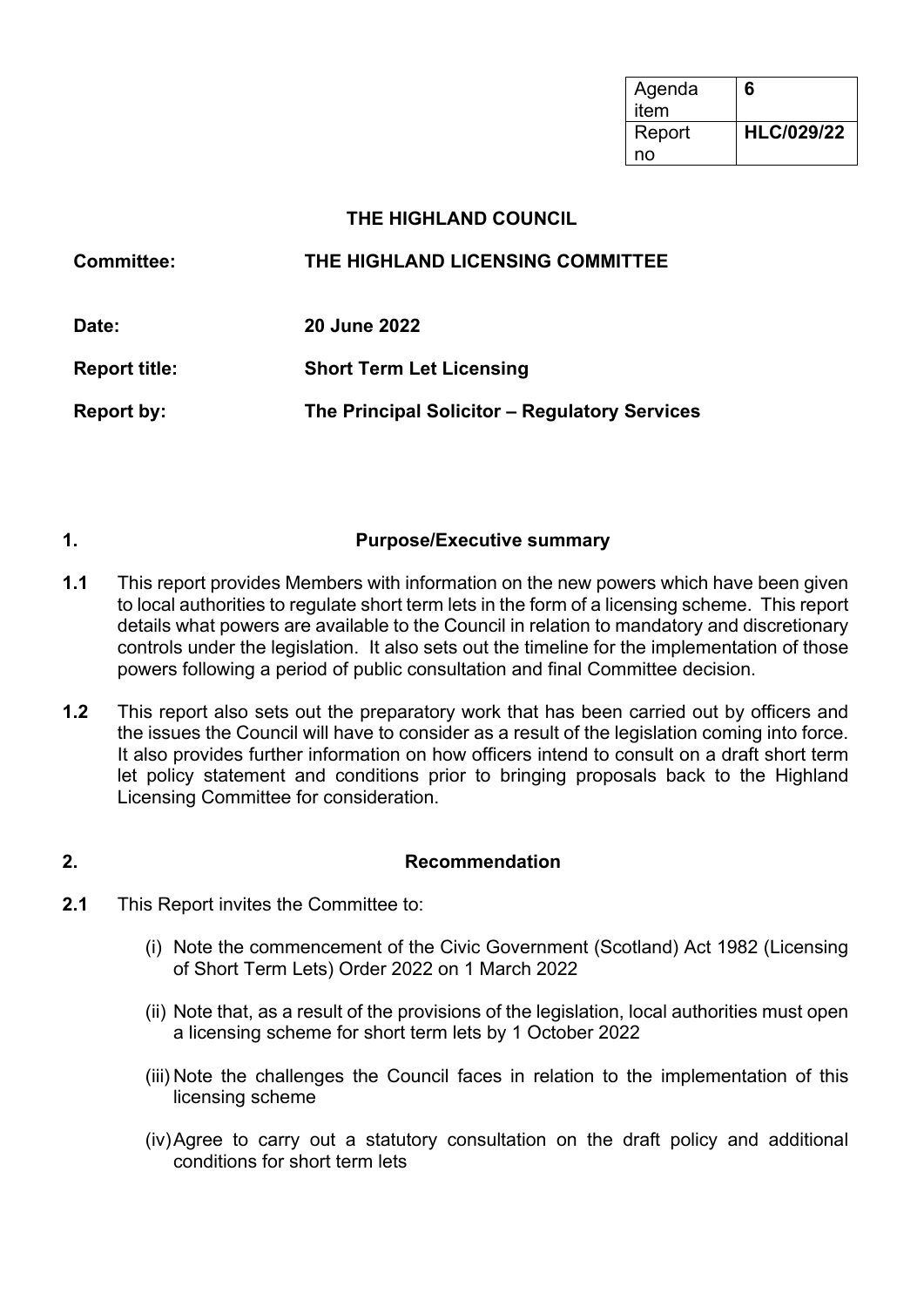| Agenda item | 6 |
|---|---|
| Report no | HLC/029/22 |

# THE HIGHLAND COUNCIL

**Committee:** THE HIGHLAND LICENSING COMMITTEE

**Date:** 20 June 2022

**Report title:** Short Term Let Licensing

**Report by:** The Principal Solicitor – Regulatory Services

## 1. Purpose/Executive summary

**1.1** This report provides Members with information on the new powers which have been given to local authorities to regulate short term lets in the form of a licensing scheme. This report details what powers are available to the Council in relation to mandatory and discretionary controls under the legislation. It also sets out the timeline for the implementation of those powers following a period of public consultation and final Committee decision.

**1.2** This report also sets out the preparatory work that has been carried out by officers and the issues the Council will have to consider as a result of the legislation coming into force. It also provides further information on how officers intend to consult on a draft short term let policy statement and conditions prior to bringing proposals back to the Highland Licensing Committee for consideration.

## 2. Recommendation

**2.1** This Report invites the Committee to:

(i) Note the commencement of the Civic Government (Scotland) Act 1982 (Licensing of Short Term Lets) Order 2022 on 1 March 2022

(ii) Note that, as a result of the provisions of the legislation, local authorities must open a licensing scheme for short term lets by 1 October 2022

(iii) Note the challenges the Council faces in relation to the implementation of this licensing scheme

(iv) Agree to carry out a statutory consultation on the draft policy and additional conditions for short term lets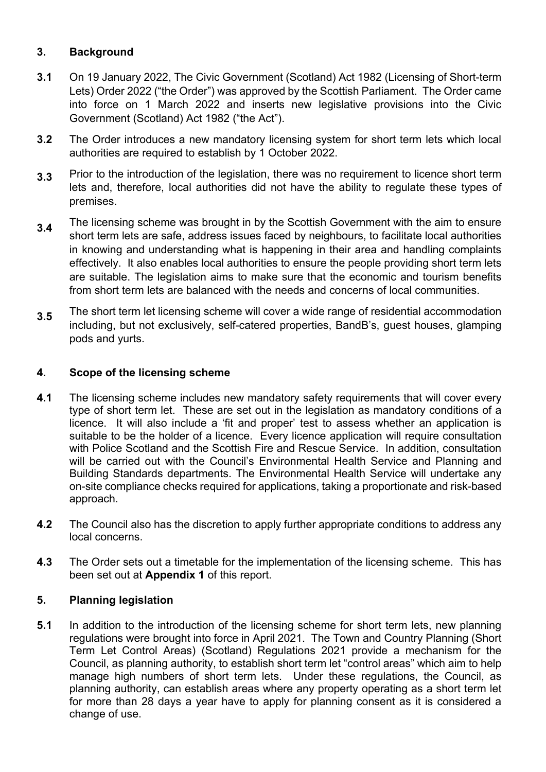## 3. Background

**3.1** On 19 January 2022, The Civic Government (Scotland) Act 1982 (Licensing of Short-term Lets) Order 2022 ("the Order") was approved by the Scottish Parliament. The Order came into force on 1 March 2022 and inserts new legislative provisions into the Civic Government (Scotland) Act 1982 ("the Act").

**3.2** The Order introduces a new mandatory licensing system for short term lets which local authorities are required to establish by 1 October 2022.

**3.3** Prior to the introduction of the legislation, there was no requirement to licence short term lets and, therefore, local authorities did not have the ability to regulate these types of premises.

**3.4** The licensing scheme was brought in by the Scottish Government with the aim to ensure short term lets are safe, address issues faced by neighbours, to facilitate local authorities in knowing and understanding what is happening in their area and handling complaints effectively. It also enables local authorities to ensure the people providing short term lets are suitable. The legislation aims to make sure that the economic and tourism benefits from short term lets are balanced with the needs and concerns of local communities.

**3.5** The short term let licensing scheme will cover a wide range of residential accommodation including, but not exclusively, self-catered properties, BandB's, guest houses, glamping pods and yurts.

## 4. Scope of the licensing scheme

**4.1** The licensing scheme includes new mandatory safety requirements that will cover every type of short term let. These are set out in the legislation as mandatory conditions of a licence. It will also include a 'fit and proper' test to assess whether an application is suitable to be the holder of a licence. Every licence application will require consultation with Police Scotland and the Scottish Fire and Rescue Service. In addition, consultation will be carried out with the Council's Environmental Health Service and Planning and Building Standards departments. The Environmental Health Service will undertake any on-site compliance checks required for applications, taking a proportionate and risk-based approach.

**4.2** The Council also has the discretion to apply further appropriate conditions to address any local concerns.

**4.3** The Order sets out a timetable for the implementation of the licensing scheme. This has been set out at **Appendix 1** of this report.

## 5. Planning legislation

**5.1** In addition to the introduction of the licensing scheme for short term lets, new planning regulations were brought into force in April 2021. The Town and Country Planning (Short Term Let Control Areas) (Scotland) Regulations 2021 provide a mechanism for the Council, as planning authority, to establish short term let "control areas" which aim to help manage high numbers of short term lets. Under these regulations, the Council, as planning authority, can establish areas where any property operating as a short term let for more than 28 days a year have to apply for planning consent as it is considered a change of use.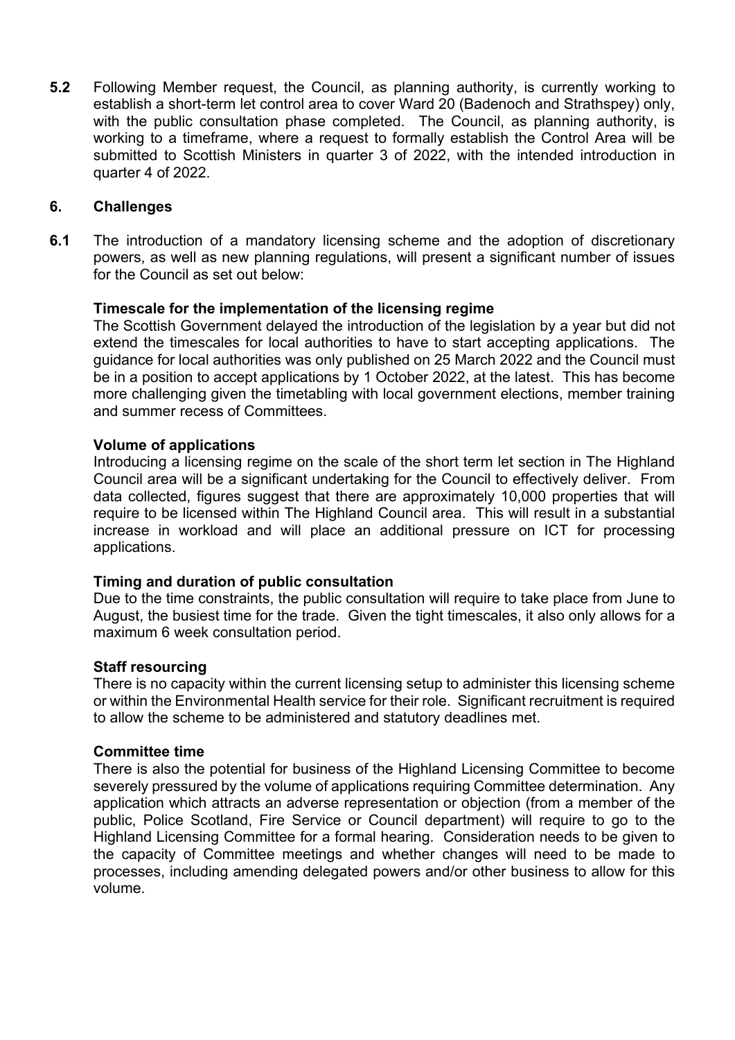**5.2** Following Member request, the Council, as planning authority, is currently working to establish a short-term let control area to cover Ward 20 (Badenoch and Strathspey) only, with the public consultation phase completed. The Council, as planning authority, is working to a timeframe, where a request to formally establish the Control Area will be submitted to Scottish Ministers in quarter 3 of 2022, with the intended introduction in quarter 4 of 2022.

## 6. Challenges

**6.1** The introduction of a mandatory licensing scheme and the adoption of discretionary powers, as well as new planning regulations, will present a significant number of issues for the Council as set out below:

**Timescale for the implementation of the licensing regime**

The Scottish Government delayed the introduction of the legislation by a year but did not extend the timescales for local authorities to have to start accepting applications. The guidance for local authorities was only published on 25 March 2022 and the Council must be in a position to accept applications by 1 October 2022, at the latest. This has become more challenging given the timetabling with local government elections, member training and summer recess of Committees.

**Volume of applications**

Introducing a licensing regime on the scale of the short term let section in The Highland Council area will be a significant undertaking for the Council to effectively deliver. From data collected, figures suggest that there are approximately 10,000 properties that will require to be licensed within The Highland Council area. This will result in a substantial increase in workload and will place an additional pressure on ICT for processing applications.

**Timing and duration of public consultation**

Due to the time constraints, the public consultation will require to take place from June to August, the busiest time for the trade. Given the tight timescales, it also only allows for a maximum 6 week consultation period.

**Staff resourcing**

There is no capacity within the current licensing setup to administer this licensing scheme or within the Environmental Health service for their role. Significant recruitment is required to allow the scheme to be administered and statutory deadlines met.

**Committee time**

There is also the potential for business of the Highland Licensing Committee to become severely pressured by the volume of applications requiring Committee determination. Any application which attracts an adverse representation or objection (from a member of the public, Police Scotland, Fire Service or Council department) will require to go to the Highland Licensing Committee for a formal hearing. Consideration needs to be given to the capacity of Committee meetings and whether changes will need to be made to processes, including amending delegated powers and/or other business to allow for this volume.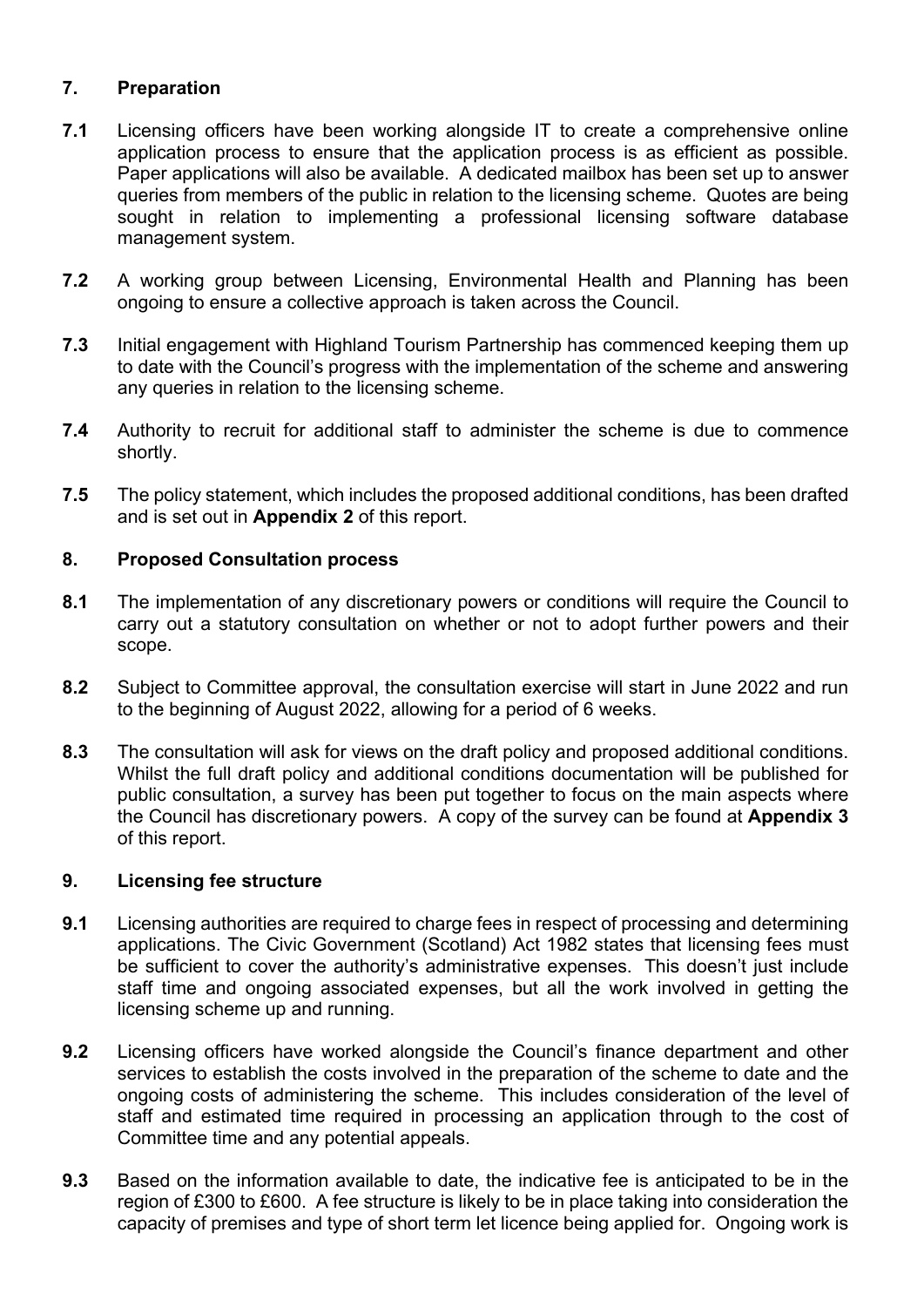## 7. Preparation

**7.1** Licensing officers have been working alongside IT to create a comprehensive online application process to ensure that the application process is as efficient as possible. Paper applications will also be available. A dedicated mailbox has been set up to answer queries from members of the public in relation to the licensing scheme. Quotes are being sought in relation to implementing a professional licensing software database management system.

**7.2** A working group between Licensing, Environmental Health and Planning has been ongoing to ensure a collective approach is taken across the Council.

**7.3** Initial engagement with Highland Tourism Partnership has commenced keeping them up to date with the Council's progress with the implementation of the scheme and answering any queries in relation to the licensing scheme.

**7.4** Authority to recruit for additional staff to administer the scheme is due to commence shortly.

**7.5** The policy statement, which includes the proposed additional conditions, has been drafted and is set out in **Appendix 2** of this report.

## 8. Proposed Consultation process

**8.1** The implementation of any discretionary powers or conditions will require the Council to carry out a statutory consultation on whether or not to adopt further powers and their scope.

**8.2** Subject to Committee approval, the consultation exercise will start in June 2022 and run to the beginning of August 2022, allowing for a period of 6 weeks.

**8.3** The consultation will ask for views on the draft policy and proposed additional conditions. Whilst the full draft policy and additional conditions documentation will be published for public consultation, a survey has been put together to focus on the main aspects where the Council has discretionary powers. A copy of the survey can be found at **Appendix 3** of this report.

## 9. Licensing fee structure

**9.1** Licensing authorities are required to charge fees in respect of processing and determining applications. The Civic Government (Scotland) Act 1982 states that licensing fees must be sufficient to cover the authority's administrative expenses. This doesn't just include staff time and ongoing associated expenses, but all the work involved in getting the licensing scheme up and running.

**9.2** Licensing officers have worked alongside the Council's finance department and other services to establish the costs involved in the preparation of the scheme to date and the ongoing costs of administering the scheme. This includes consideration of the level of staff and estimated time required in processing an application through to the cost of Committee time and any potential appeals.

**9.3** Based on the information available to date, the indicative fee is anticipated to be in the region of £300 to £600. A fee structure is likely to be in place taking into consideration the capacity of premises and type of short term let licence being applied for. Ongoing work is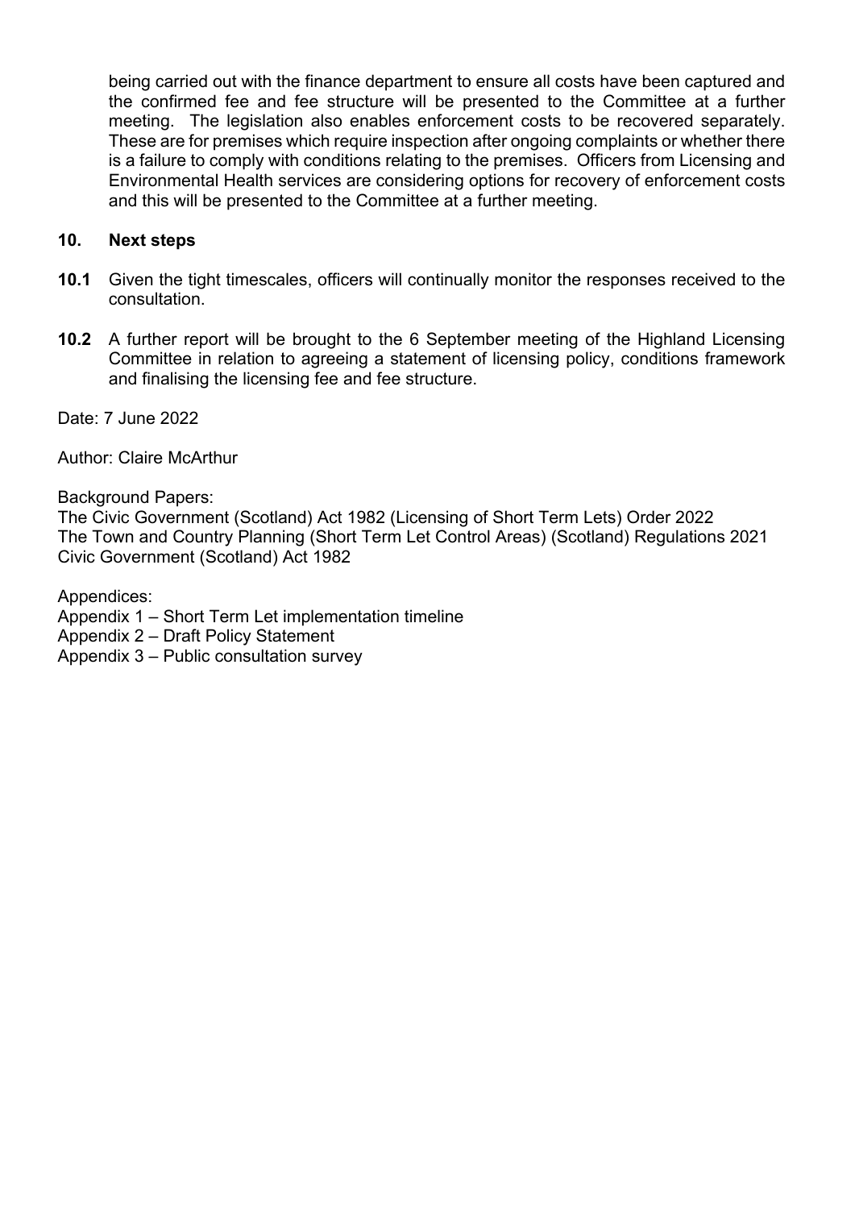being carried out with the finance department to ensure all costs have been captured and the confirmed fee and fee structure will be presented to the Committee at a further meeting. The legislation also enables enforcement costs to be recovered separately. These are for premises which require inspection after ongoing complaints or whether there is a failure to comply with conditions relating to the premises. Officers from Licensing and Environmental Health services are considering options for recovery of enforcement costs and this will be presented to the Committee at a further meeting.

## 10. Next steps

**10.1** Given the tight timescales, officers will continually monitor the responses received to the consultation.

**10.2** A further report will be brought to the 6 September meeting of the Highland Licensing Committee in relation to agreeing a statement of licensing policy, conditions framework and finalising the licensing fee and fee structure.

Date: 7 June 2022

Author: Claire McArthur

Background Papers:
The Civic Government (Scotland) Act 1982 (Licensing of Short Term Lets) Order 2022
The Town and Country Planning (Short Term Let Control Areas) (Scotland) Regulations 2021
Civic Government (Scotland) Act 1982

Appendices:
Appendix 1 – Short Term Let implementation timeline
Appendix 2 – Draft Policy Statement
Appendix 3 – Public consultation survey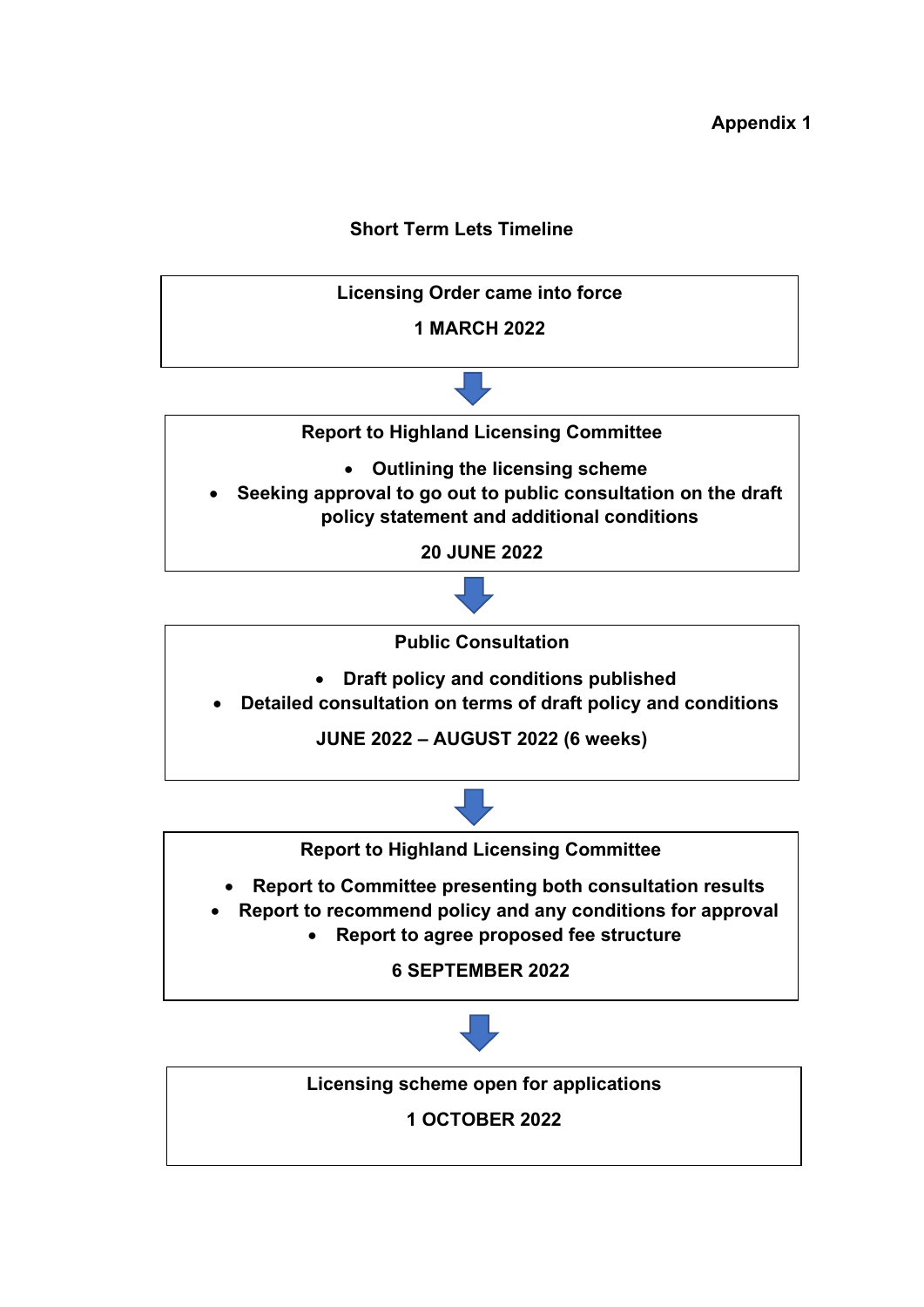**Appendix 1**

## Short Term Lets Timeline

**Licensing Order came into force**

**1 MARCH 2022**

↓

**Report to Highland Licensing Committee**

- **Outlining the licensing scheme**
- **Seeking approval to go out to public consultation on the draft policy statement and additional conditions**

**20 JUNE 2022**

↓

**Public Consultation**

- **Draft policy and conditions published**
- **Detailed consultation on terms of draft policy and conditions**

**JUNE 2022 – AUGUST 2022 (6 weeks)**

↓

**Report to Highland Licensing Committee**

- **Report to Committee presenting both consultation results**
- **Report to recommend policy and any conditions for approval**
- **Report to agree proposed fee structure**

**6 SEPTEMBER 2022**

↓

**Licensing scheme open for applications**

**1 OCTOBER 2022**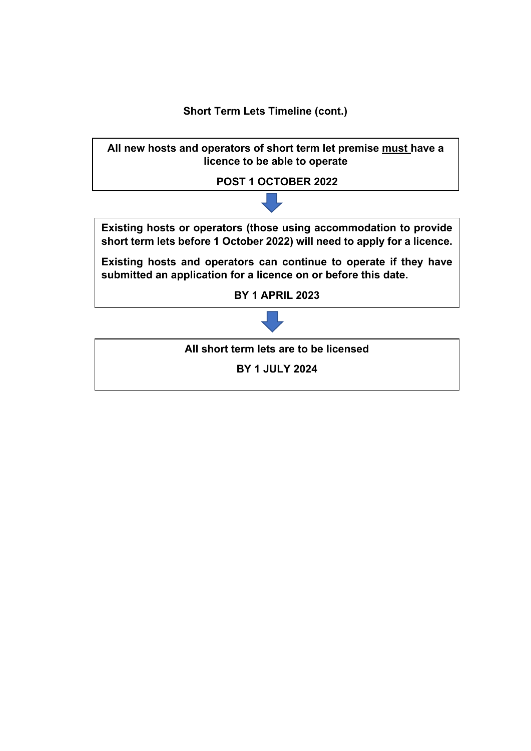## Short Term Lets Timeline (cont.)

**All new hosts and operators of short term let premise <u>must</u> have a licence to be able to operate**

**POST 1 OCTOBER 2022**

↓

**Existing hosts or operators (those using accommodation to provide short term lets before 1 October 2022) will need to apply for a licence.**

**Existing hosts and operators can continue to operate if they have submitted an application for a licence on or before this date.**

**BY 1 APRIL 2023**

↓

**All short term lets are to be licensed**

**BY 1 JULY 2024**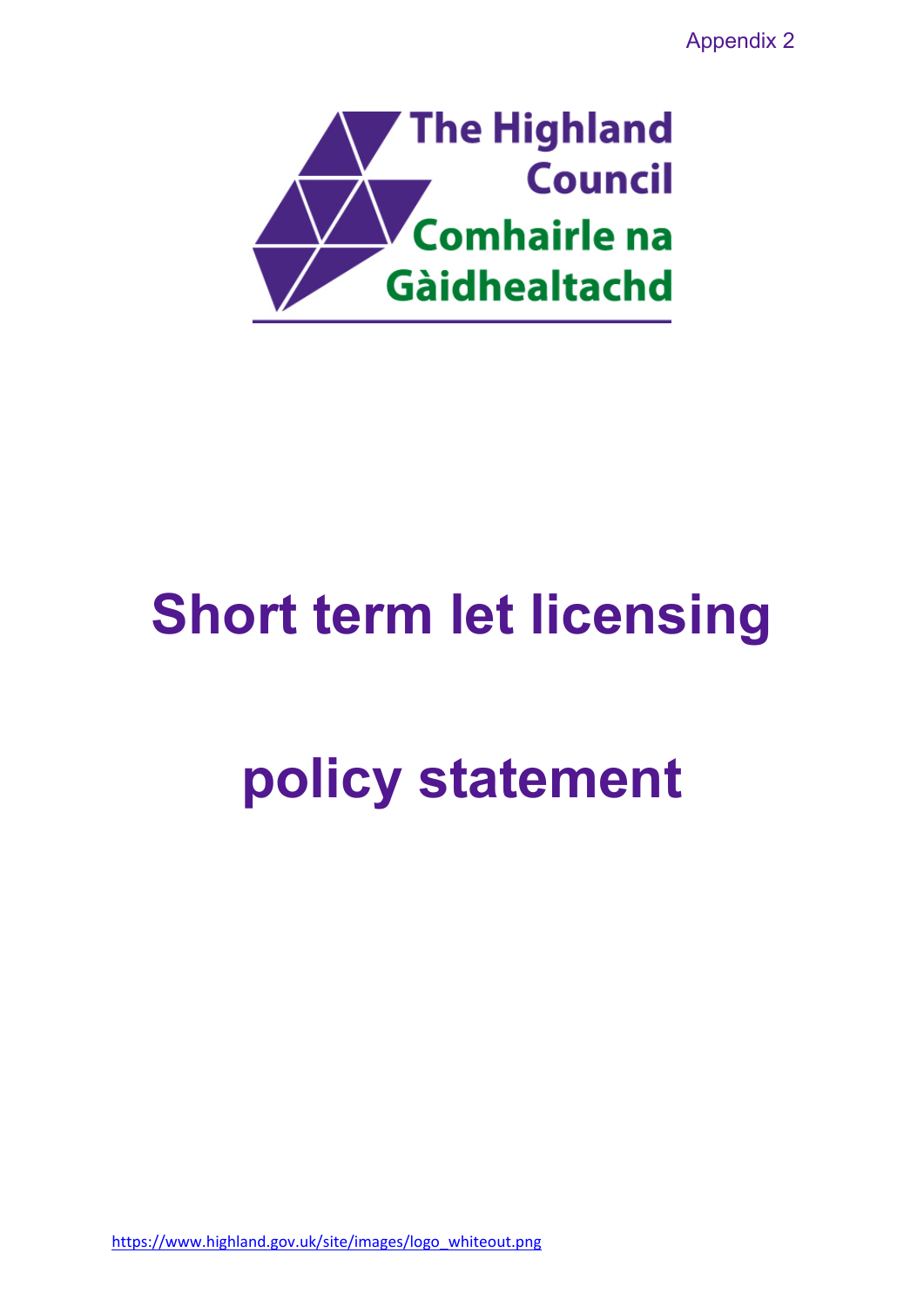Appendix 2

The Highland Council

Comhairle na Gàidhealtachd

# Short term let licensing

# policy statement

https://www.highland.gov.uk/site/images/logo_whiteout.png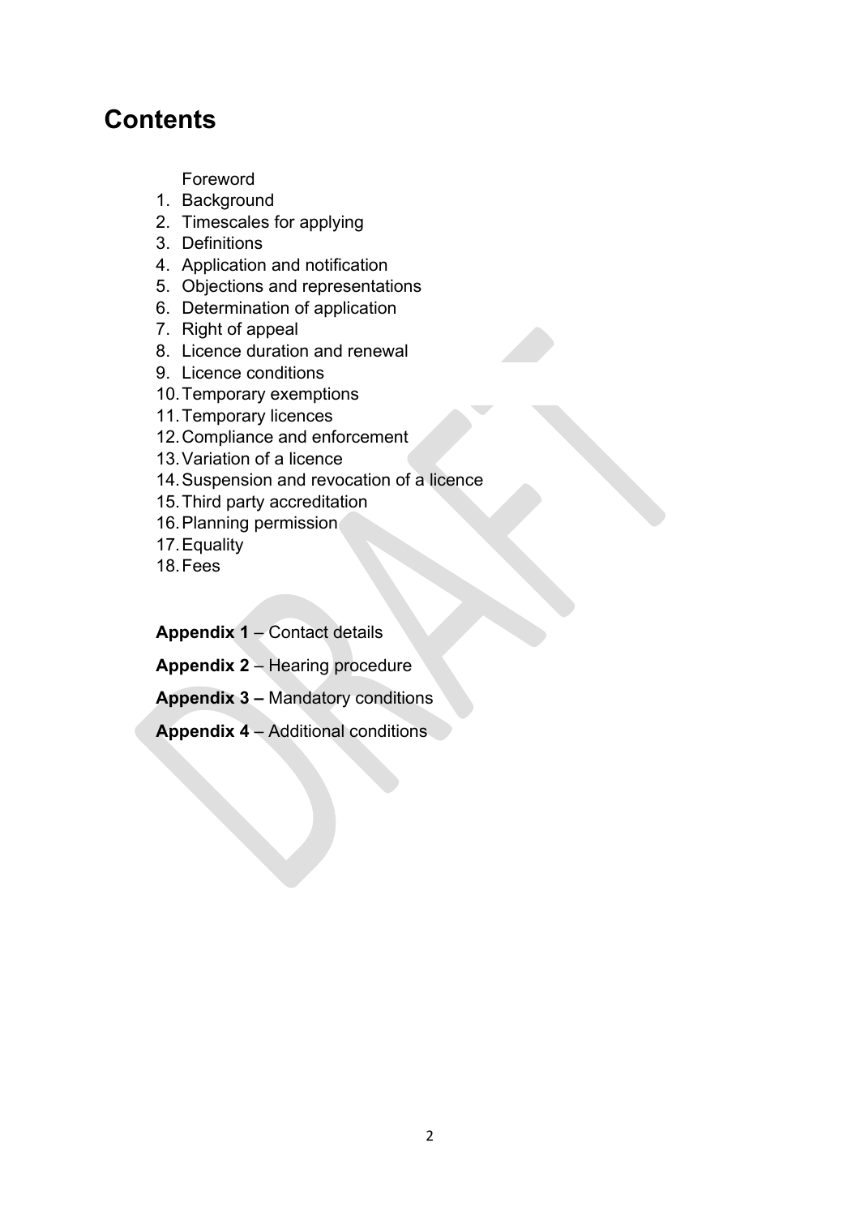# Contents

Foreword

1. Background
2. Timescales for applying
3. Definitions
4. Application and notification
5. Objections and representations
6. Determination of application
7. Right of appeal
8. Licence duration and renewal
9. Licence conditions
10. Temporary exemptions
11. Temporary licences
12. Compliance and enforcement
13. Variation of a licence
14. Suspension and revocation of a licence
15. Third party accreditation
16. Planning permission
17. Equality
18. Fees

**Appendix 1** – Contact details

**Appendix 2** – Hearing procedure

**Appendix 3 –** Mandatory conditions

**Appendix 4** – Additional conditions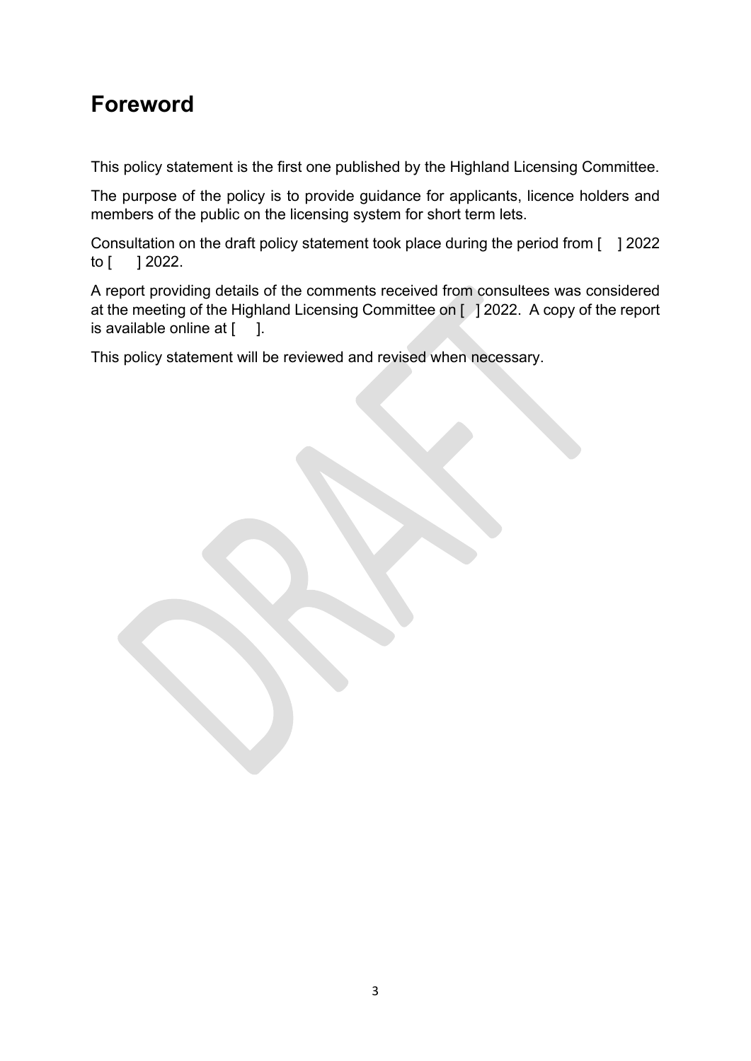## Foreword

This policy statement is the first one published by the Highland Licensing Committee.

The purpose of the policy is to provide guidance for applicants, licence holders and members of the public on the licensing system for short term lets.

Consultation on the draft policy statement took place during the period from [ ] 2022 to [ ] 2022.

A report providing details of the comments received from consultees was considered at the meeting of the Highland Licensing Committee on [ ] 2022. A copy of the report is available online at [ ].

This policy statement will be reviewed and revised when necessary.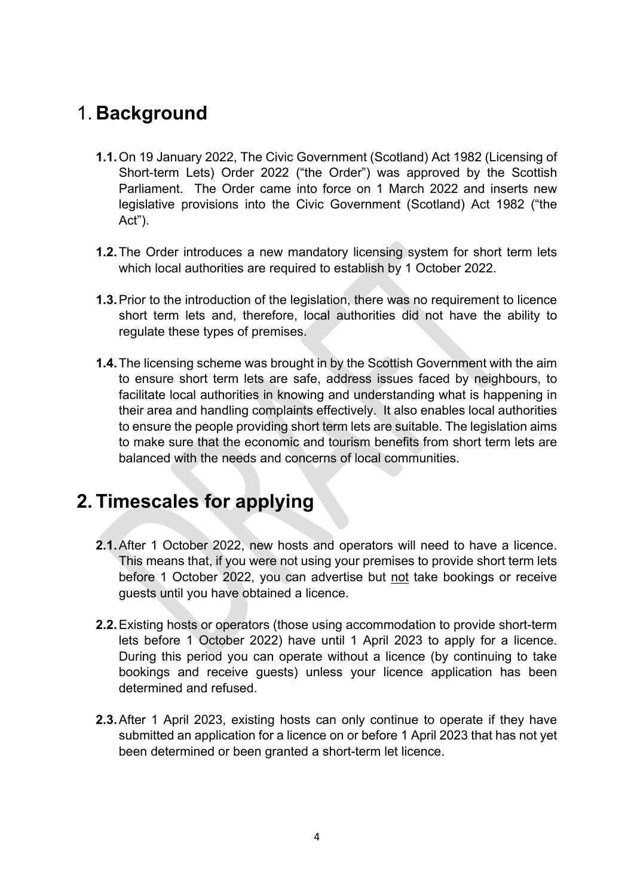# 1. Background

**1.1.** On 19 January 2022, The Civic Government (Scotland) Act 1982 (Licensing of Short-term Lets) Order 2022 ("the Order") was approved by the Scottish Parliament. The Order came into force on 1 March 2022 and inserts new legislative provisions into the Civic Government (Scotland) Act 1982 ("the Act").

**1.2.** The Order introduces a new mandatory licensing system for short term lets which local authorities are required to establish by 1 October 2022.

**1.3.** Prior to the introduction of the legislation, there was no requirement to licence short term lets and, therefore, local authorities did not have the ability to regulate these types of premises.

**1.4.** The licensing scheme was brought in by the Scottish Government with the aim to ensure short term lets are safe, address issues faced by neighbours, to facilitate local authorities in knowing and understanding what is happening in their area and handling complaints effectively. It also enables local authorities to ensure the people providing short term lets are suitable. The legislation aims to make sure that the economic and tourism benefits from short term lets are balanced with the needs and concerns of local communities.

# 2. Timescales for applying

**2.1.** After 1 October 2022, new hosts and operators will need to have a licence. This means that, if you were not using your premises to provide short term lets before 1 October 2022, you can advertise but <u>not</u> take bookings or receive guests until you have obtained a licence.

**2.2.** Existing hosts or operators (those using accommodation to provide short-term lets before 1 October 2022) have until 1 April 2023 to apply for a licence. During this period you can operate without a licence (by continuing to take bookings and receive guests) unless your licence application has been determined and refused.

**2.3.** After 1 April 2023, existing hosts can only continue to operate if they have submitted an application for a licence on or before 1 April 2023 that has not yet been determined or been granted a short-term let licence.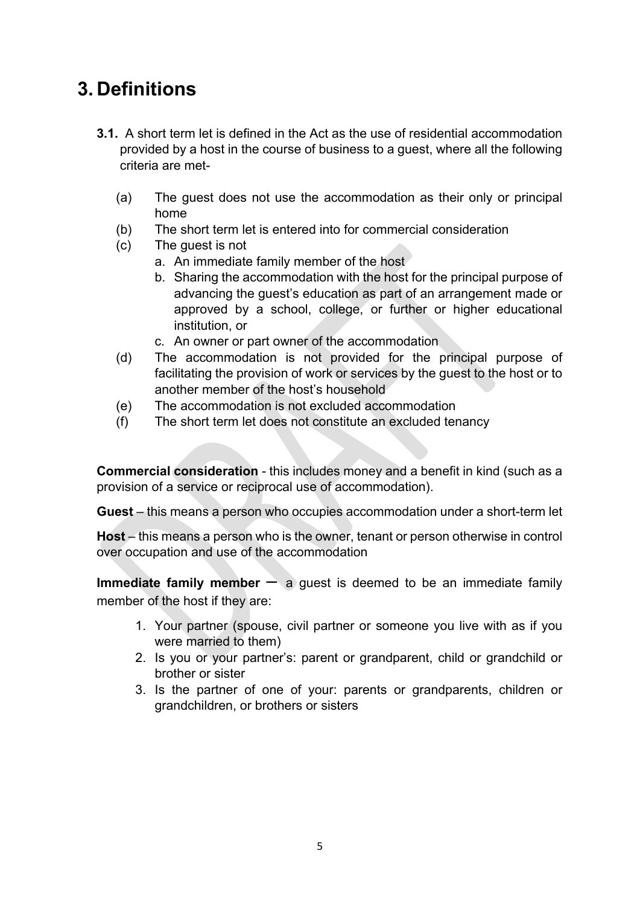# 3. Definitions

**3.1.** A short term let is defined in the Act as the use of residential accommodation provided by a host in the course of business to a guest, where all the following criteria are met-

(a) The guest does not use the accommodation as their only or principal home

(b) The short term let is entered into for commercial consideration

(c) The guest is not

  a. An immediate family member of the host
  b. Sharing the accommodation with the host for the principal purpose of advancing the guest's education as part of an arrangement made or approved by a school, college, or further or higher educational institution, or
  c. An owner or part owner of the accommodation

(d) The accommodation is not provided for the principal purpose of facilitating the provision of work or services by the guest to the host or to another member of the host's household

(e) The accommodation is not excluded accommodation

(f) The short term let does not constitute an excluded tenancy

**Commercial consideration** - this includes money and a benefit in kind (such as a provision of a service or reciprocal use of accommodation).

**Guest** – this means a person who occupies accommodation under a short-term let

**Host** – this means a person who is the owner, tenant or person otherwise in control over occupation and use of the accommodation

**Immediate family member** – a guest is deemed to be an immediate family member of the host if they are:

1. Your partner (spouse, civil partner or someone you live with as if you were married to them)
2. Is you or your partner's: parent or grandparent, child or grandchild or brother or sister
3. Is the partner of one of your: parents or grandparents, children or grandchildren, or brothers or sisters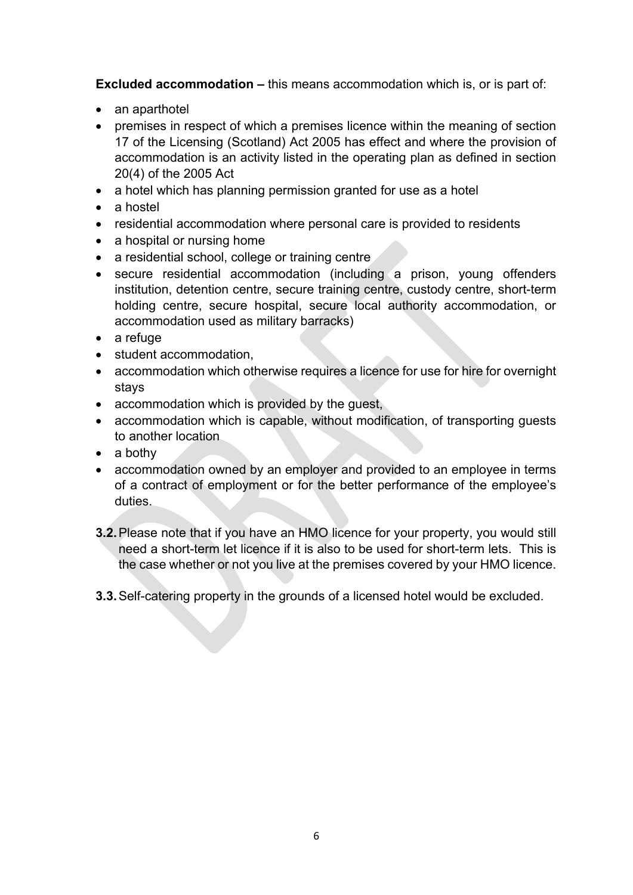**Excluded accommodation –** this means accommodation which is, or is part of:

- an aparthotel
- premises in respect of which a premises licence within the meaning of section 17 of the Licensing (Scotland) Act 2005 has effect and where the provision of accommodation is an activity listed in the operating plan as defined in section 20(4) of the 2005 Act
- a hotel which has planning permission granted for use as a hotel
- a hostel
- residential accommodation where personal care is provided to residents
- a hospital or nursing home
- a residential school, college or training centre
- secure residential accommodation (including a prison, young offenders institution, detention centre, secure training centre, custody centre, short-term holding centre, secure hospital, secure local authority accommodation, or accommodation used as military barracks)
- a refuge
- student accommodation,
- accommodation which otherwise requires a licence for use for hire for overnight stays
- accommodation which is provided by the guest,
- accommodation which is capable, without modification, of transporting guests to another location
- a bothy
- accommodation owned by an employer and provided to an employee in terms of a contract of employment or for the better performance of the employee's duties.

**3.2.** Please note that if you have an HMO licence for your property, you would still need a short-term let licence if it is also to be used for short-term lets. This is the case whether or not you live at the premises covered by your HMO licence.

**3.3.** Self-catering property in the grounds of a licensed hotel would be excluded.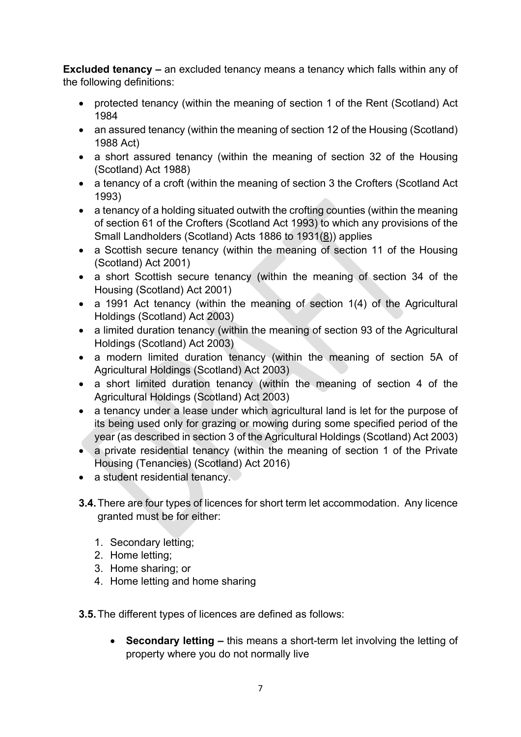**Excluded tenancy –** an excluded tenancy means a tenancy which falls within any of the following definitions:

- protected tenancy (within the meaning of section 1 of the Rent (Scotland) Act 1984
- an assured tenancy (within the meaning of section 12 of the Housing (Scotland) 1988 Act)
- a short assured tenancy (within the meaning of section 32 of the Housing (Scotland) Act 1988)
- a tenancy of a croft (within the meaning of section 3 the Crofters (Scotland Act 1993)
- a tenancy of a holding situated outwith the crofting counties (within the meaning of section 61 of the Crofters (Scotland Act 1993) to which any provisions of the Small Landholders (Scotland) Acts 1886 to 1931(8)) applies
- a Scottish secure tenancy (within the meaning of section 11 of the Housing (Scotland) Act 2001)
- a short Scottish secure tenancy (within the meaning of section 34 of the Housing (Scotland) Act 2001)
- a 1991 Act tenancy (within the meaning of section 1(4) of the Agricultural Holdings (Scotland) Act 2003)
- a limited duration tenancy (within the meaning of section 93 of the Agricultural Holdings (Scotland) Act 2003)
- a modern limited duration tenancy (within the meaning of section 5A of Agricultural Holdings (Scotland) Act 2003)
- a short limited duration tenancy (within the meaning of section 4 of the Agricultural Holdings (Scotland) Act 2003)
- a tenancy under a lease under which agricultural land is let for the purpose of its being used only for grazing or mowing during some specified period of the year (as described in section 3 of the Agricultural Holdings (Scotland) Act 2003)
- a private residential tenancy (within the meaning of section 1 of the Private Housing (Tenancies) (Scotland) Act 2016)
- a student residential tenancy.

**3.4.** There are four types of licences for short term let accommodation. Any licence granted must be for either:

1. Secondary letting;
2. Home letting;
3. Home sharing; or
4. Home letting and home sharing

**3.5.** The different types of licences are defined as follows:

- **Secondary letting –** this means a short-term let involving the letting of property where you do not normally live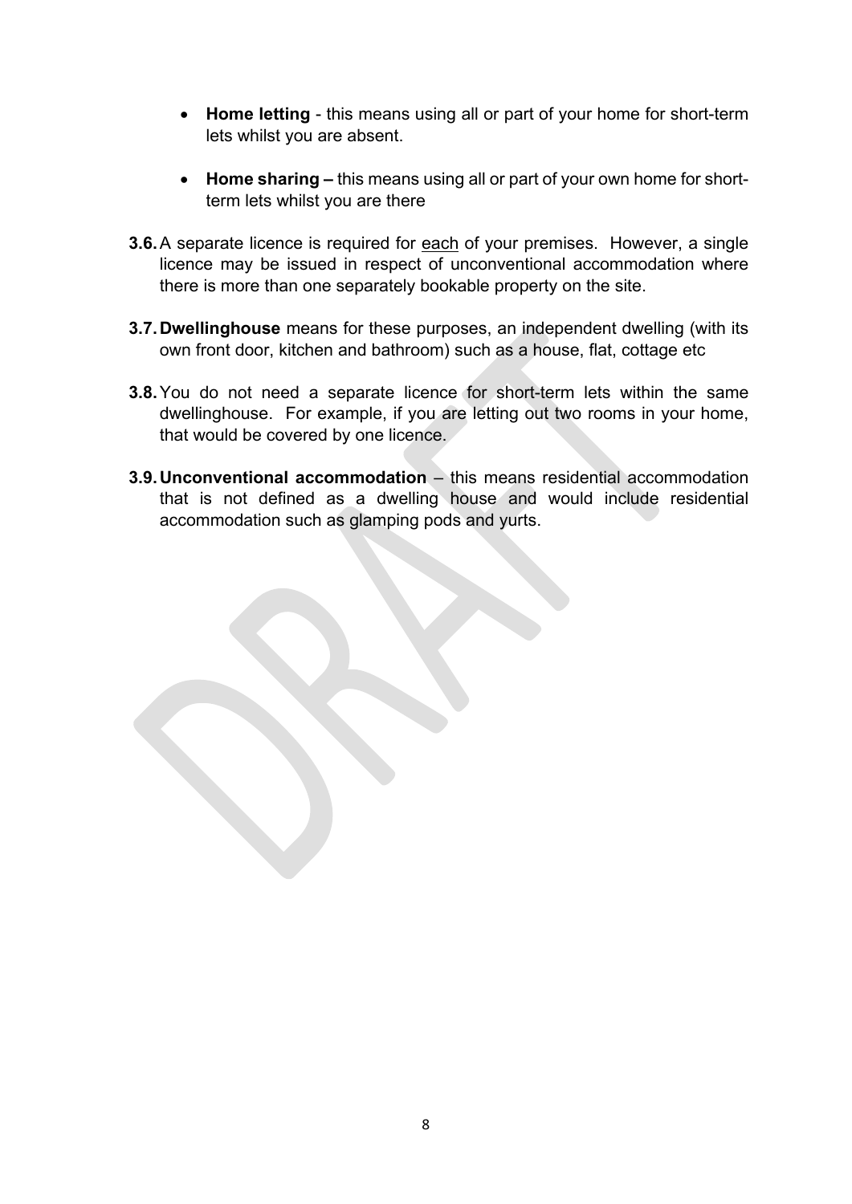- **Home letting** - this means using all or part of your home for short-term lets whilst you are absent.

- **Home sharing –** this means using all or part of your own home for short-term lets whilst you are there

**3.6.** A separate licence is required for <u>each</u> of your premises. However, a single licence may be issued in respect of unconventional accommodation where there is more than one separately bookable property on the site.

**3.7. Dwellinghouse** means for these purposes, an independent dwelling (with its own front door, kitchen and bathroom) such as a house, flat, cottage etc

**3.8.** You do not need a separate licence for short-term lets within the same dwellinghouse. For example, if you are letting out two rooms in your home, that would be covered by one licence.

**3.9. Unconventional accommodation** – this means residential accommodation that is not defined as a dwelling house and would include residential accommodation such as glamping pods and yurts.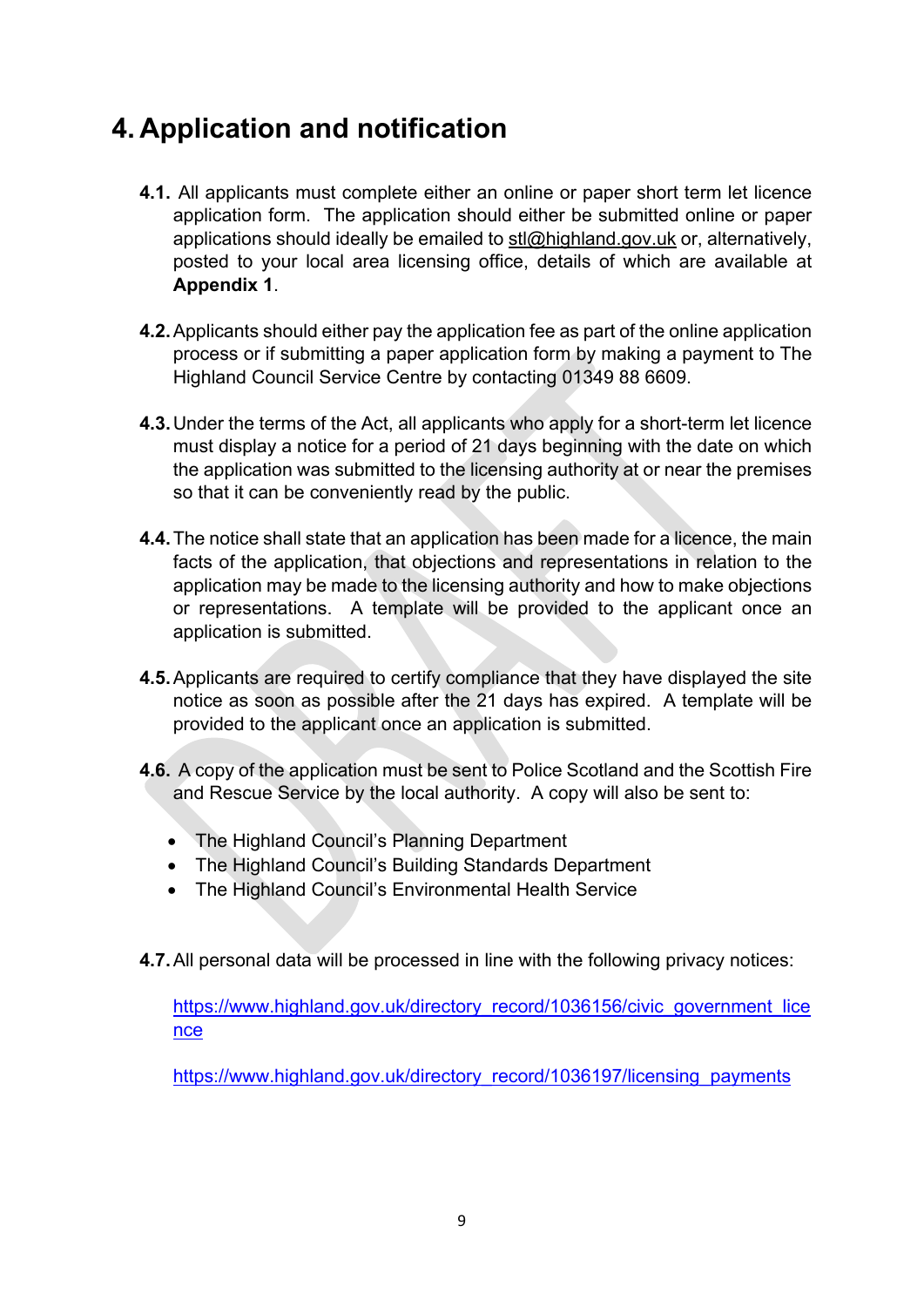# 4. Application and notification

**4.1.** All applicants must complete either an online or paper short term let licence application form. The application should either be submitted online or paper applications should ideally be emailed to stl@highland.gov.uk or, alternatively, posted to your local area licensing office, details of which are available at **Appendix 1**.

**4.2.** Applicants should either pay the application fee as part of the online application process or if submitting a paper application form by making a payment to The Highland Council Service Centre by contacting 01349 88 6609.

**4.3.** Under the terms of the Act, all applicants who apply for a short-term let licence must display a notice for a period of 21 days beginning with the date on which the application was submitted to the licensing authority at or near the premises so that it can be conveniently read by the public.

**4.4.** The notice shall state that an application has been made for a licence, the main facts of the application, that objections and representations in relation to the application may be made to the licensing authority and how to make objections or representations. A template will be provided to the applicant once an application is submitted.

**4.5.** Applicants are required to certify compliance that they have displayed the site notice as soon as possible after the 21 days has expired. A template will be provided to the applicant once an application is submitted.

**4.6.** A copy of the application must be sent to Police Scotland and the Scottish Fire and Rescue Service by the local authority. A copy will also be sent to:

- The Highland Council's Planning Department
- The Highland Council's Building Standards Department
- The Highland Council's Environmental Health Service

**4.7.** All personal data will be processed in line with the following privacy notices:

https://www.highland.gov.uk/directory_record/1036156/civic_government_licence

https://www.highland.gov.uk/directory_record/1036197/licensing_payments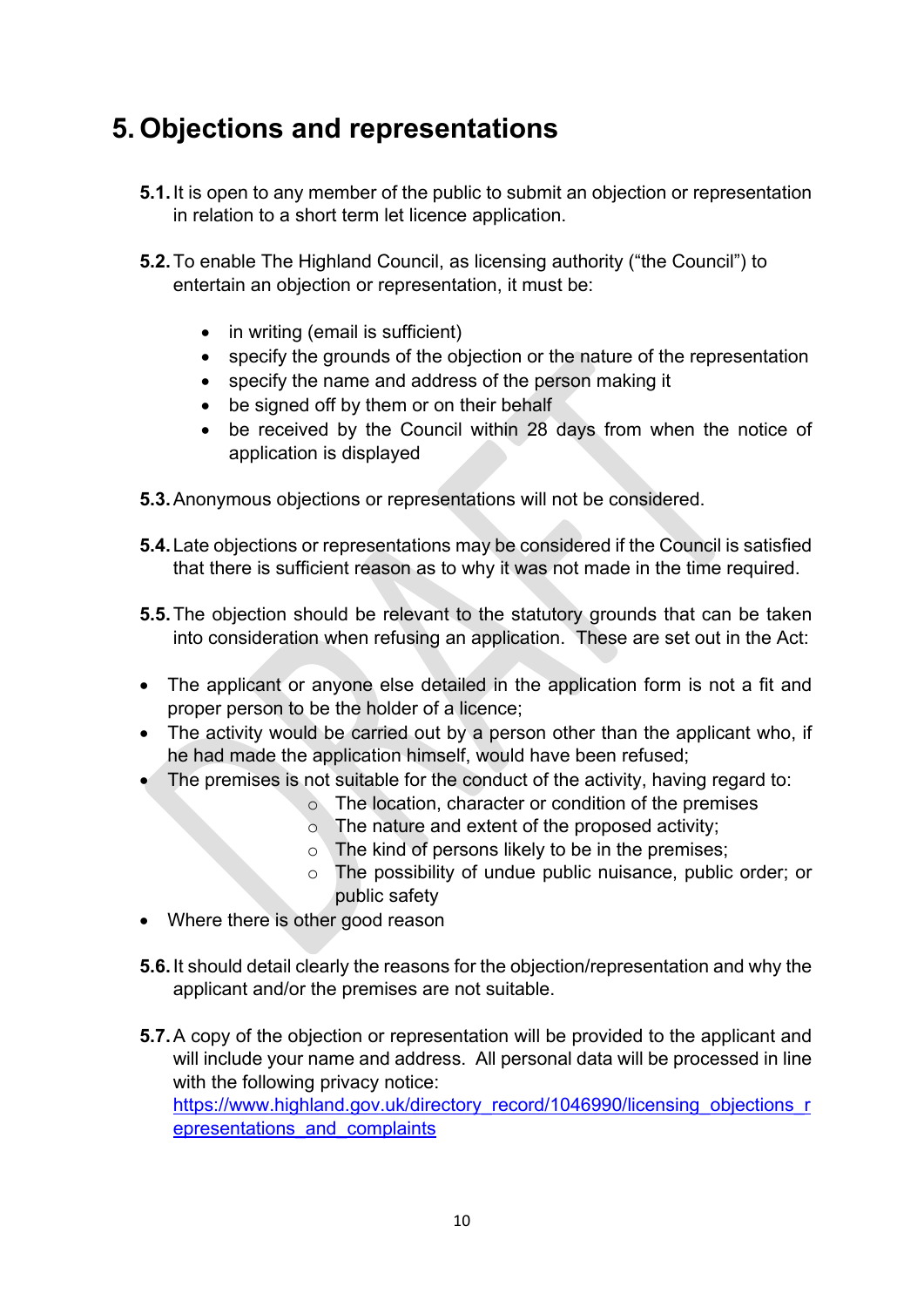# 5. Objections and representations

**5.1.** It is open to any member of the public to submit an objection or representation in relation to a short term let licence application.

**5.2.** To enable The Highland Council, as licensing authority ("the Council") to entertain an objection or representation, it must be:

- in writing (email is sufficient)
- specify the grounds of the objection or the nature of the representation
- specify the name and address of the person making it
- be signed off by them or on their behalf
- be received by the Council within 28 days from when the notice of application is displayed

**5.3.** Anonymous objections or representations will not be considered.

**5.4.** Late objections or representations may be considered if the Council is satisfied that there is sufficient reason as to why it was not made in the time required.

**5.5.** The objection should be relevant to the statutory grounds that can be taken into consideration when refusing an application. These are set out in the Act:

- The applicant or anyone else detailed in the application form is not a fit and proper person to be the holder of a licence;
- The activity would be carried out by a person other than the applicant who, if he had made the application himself, would have been refused;
- The premises is not suitable for the conduct of the activity, having regard to:
  - The location, character or condition of the premises
  - The nature and extent of the proposed activity;
  - The kind of persons likely to be in the premises;
  - The possibility of undue public nuisance, public order; or public safety
- Where there is other good reason

**5.6.** It should detail clearly the reasons for the objection/representation and why the applicant and/or the premises are not suitable.

**5.7.** A copy of the objection or representation will be provided to the applicant and will include your name and address. All personal data will be processed in line with the following privacy notice: [https://www.highland.gov.uk/directory_record/1046990/licensing_objections_representations_and_complaints](https://www.highland.gov.uk/directory_record/1046990/licensing_objections_representations_and_complaints)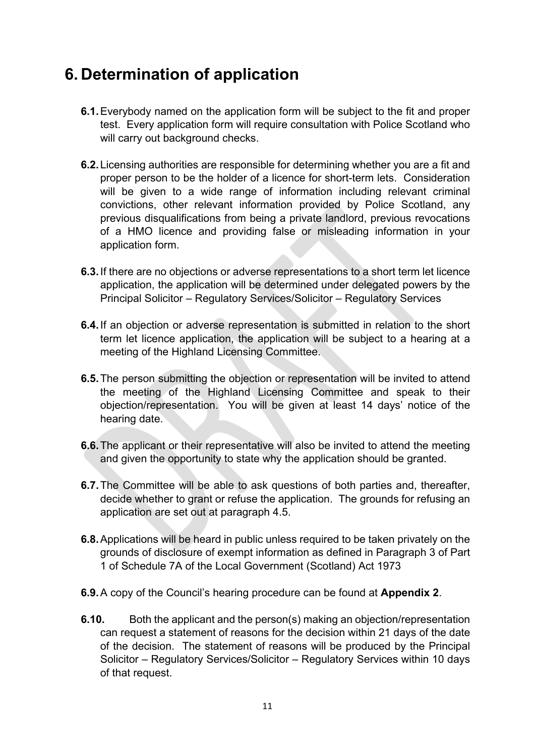# 6. Determination of application

**6.1.** Everybody named on the application form will be subject to the fit and proper test. Every application form will require consultation with Police Scotland who will carry out background checks.

**6.2.** Licensing authorities are responsible for determining whether you are a fit and proper person to be the holder of a licence for short-term lets. Consideration will be given to a wide range of information including relevant criminal convictions, other relevant information provided by Police Scotland, any previous disqualifications from being a private landlord, previous revocations of a HMO licence and providing false or misleading information in your application form.

**6.3.** If there are no objections or adverse representations to a short term let licence application, the application will be determined under delegated powers by the Principal Solicitor – Regulatory Services/Solicitor – Regulatory Services

**6.4.** If an objection or adverse representation is submitted in relation to the short term let licence application, the application will be subject to a hearing at a meeting of the Highland Licensing Committee.

**6.5.** The person submitting the objection or representation will be invited to attend the meeting of the Highland Licensing Committee and speak to their objection/representation. You will be given at least 14 days' notice of the hearing date.

**6.6.** The applicant or their representative will also be invited to attend the meeting and given the opportunity to state why the application should be granted.

**6.7.** The Committee will be able to ask questions of both parties and, thereafter, decide whether to grant or refuse the application. The grounds for refusing an application are set out at paragraph 4.5.

**6.8.** Applications will be heard in public unless required to be taken privately on the grounds of disclosure of exempt information as defined in Paragraph 3 of Part 1 of Schedule 7A of the Local Government (Scotland) Act 1973

**6.9.** A copy of the Council's hearing procedure can be found at **Appendix 2**.

**6.10.** Both the applicant and the person(s) making an objection/representation can request a statement of reasons for the decision within 21 days of the date of the decision. The statement of reasons will be produced by the Principal Solicitor – Regulatory Services/Solicitor – Regulatory Services within 10 days of that request.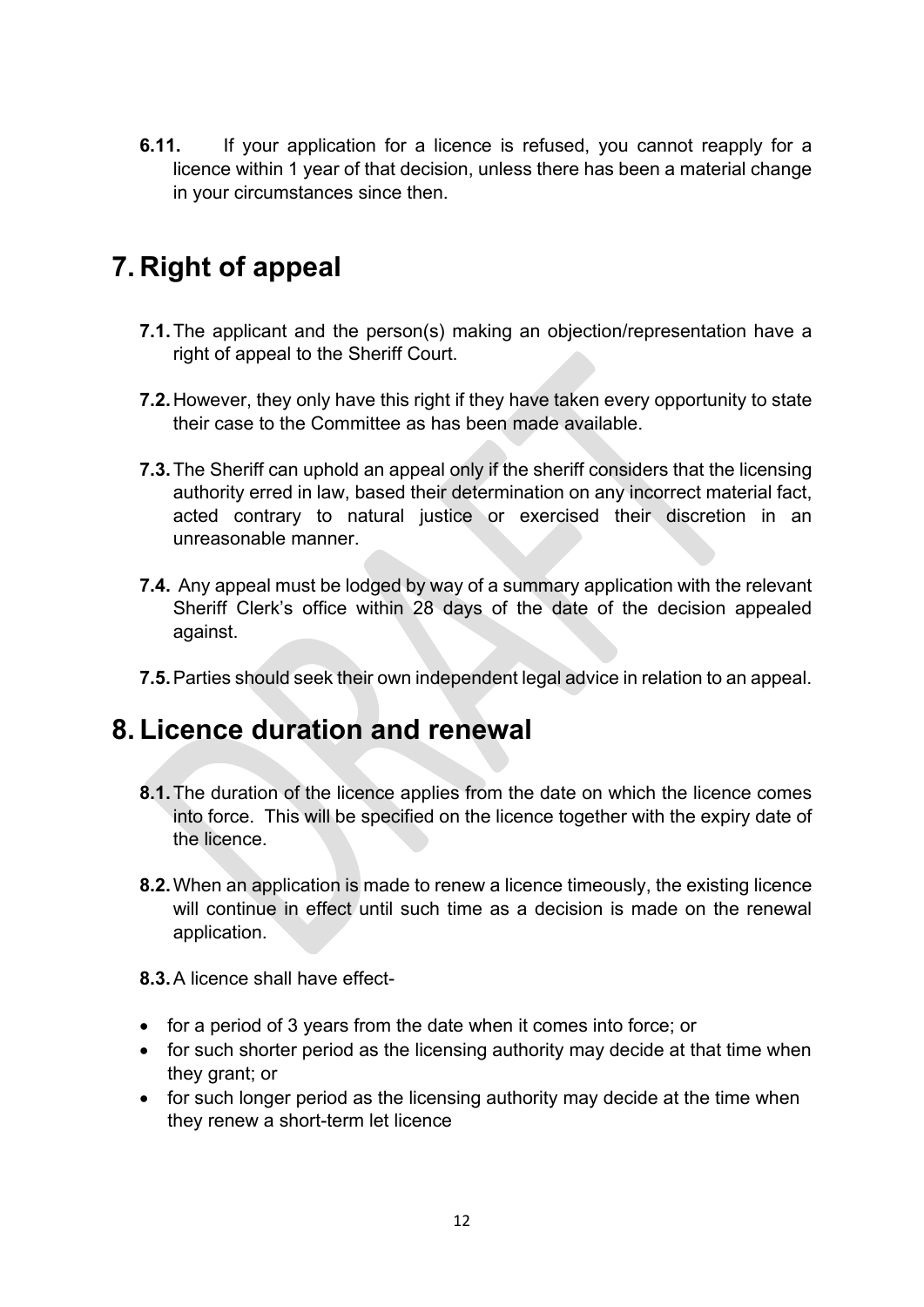**6.11.** If your application for a licence is refused, you cannot reapply for a licence within 1 year of that decision, unless there has been a material change in your circumstances since then.

# 7. Right of appeal

**7.1.** The applicant and the person(s) making an objection/representation have a right of appeal to the Sheriff Court.

**7.2.** However, they only have this right if they have taken every opportunity to state their case to the Committee as has been made available.

**7.3.** The Sheriff can uphold an appeal only if the sheriff considers that the licensing authority erred in law, based their determination on any incorrect material fact, acted contrary to natural justice or exercised their discretion in an unreasonable manner.

**7.4.** Any appeal must be lodged by way of a summary application with the relevant Sheriff Clerk's office within 28 days of the date of the decision appealed against.

**7.5.** Parties should seek their own independent legal advice in relation to an appeal.

# 8. Licence duration and renewal

**8.1.** The duration of the licence applies from the date on which the licence comes into force. This will be specified on the licence together with the expiry date of the licence.

**8.2.** When an application is made to renew a licence timeously, the existing licence will continue in effect until such time as a decision is made on the renewal application.

**8.3.** A licence shall have effect-

- for a period of 3 years from the date when it comes into force; or
- for such shorter period as the licensing authority may decide at that time when they grant; or
- for such longer period as the licensing authority may decide at the time when they renew a short-term let licence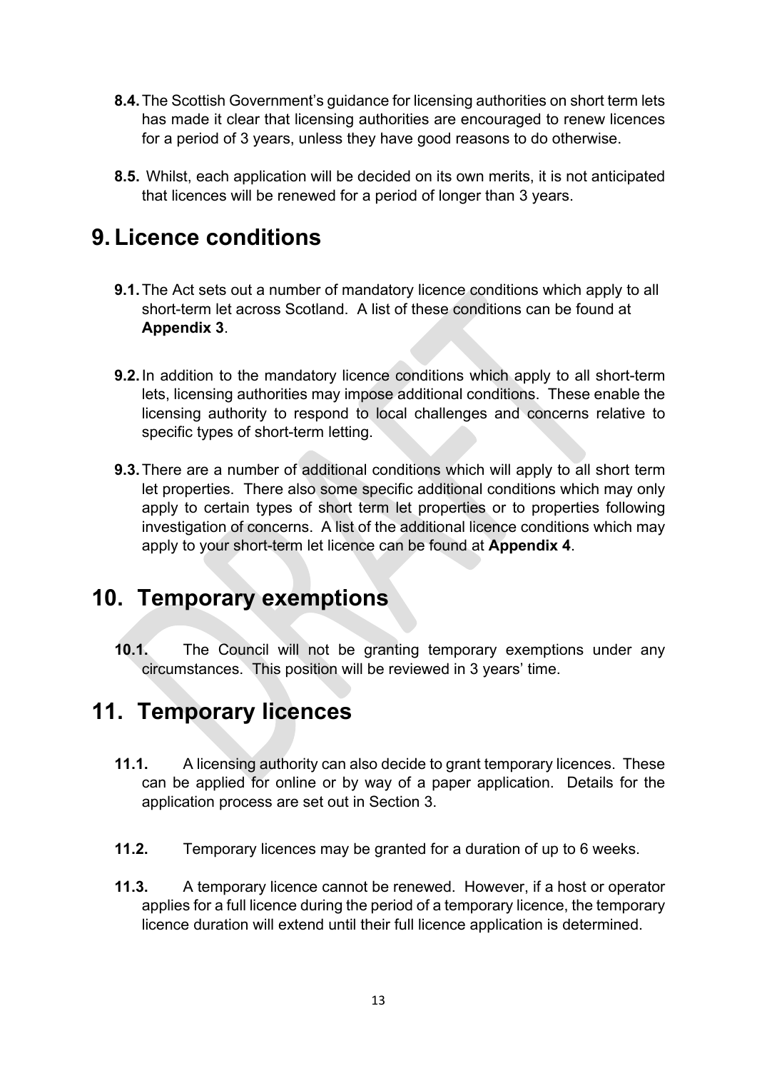**8.4.** The Scottish Government's guidance for licensing authorities on short term lets has made it clear that licensing authorities are encouraged to renew licences for a period of 3 years, unless they have good reasons to do otherwise.

**8.5.** Whilst, each application will be decided on its own merits, it is not anticipated that licences will be renewed for a period of longer than 3 years.

# 9. Licence conditions

**9.1.** The Act sets out a number of mandatory licence conditions which apply to all short-term let across Scotland. A list of these conditions can be found at **Appendix 3**.

**9.2.** In addition to the mandatory licence conditions which apply to all short-term lets, licensing authorities may impose additional conditions. These enable the licensing authority to respond to local challenges and concerns relative to specific types of short-term letting.

**9.3.** There are a number of additional conditions which will apply to all short term let properties. There also some specific additional conditions which may only apply to certain types of short term let properties or to properties following investigation of concerns. A list of the additional licence conditions which may apply to your short-term let licence can be found at **Appendix 4**.

# 10. Temporary exemptions

**10.1.** The Council will not be granting temporary exemptions under any circumstances. This position will be reviewed in 3 years' time.

# 11. Temporary licences

**11.1.** A licensing authority can also decide to grant temporary licences. These can be applied for online or by way of a paper application. Details for the application process are set out in Section 3.

**11.2.** Temporary licences may be granted for a duration of up to 6 weeks.

**11.3.** A temporary licence cannot be renewed. However, if a host or operator applies for a full licence during the period of a temporary licence, the temporary licence duration will extend until their full licence application is determined.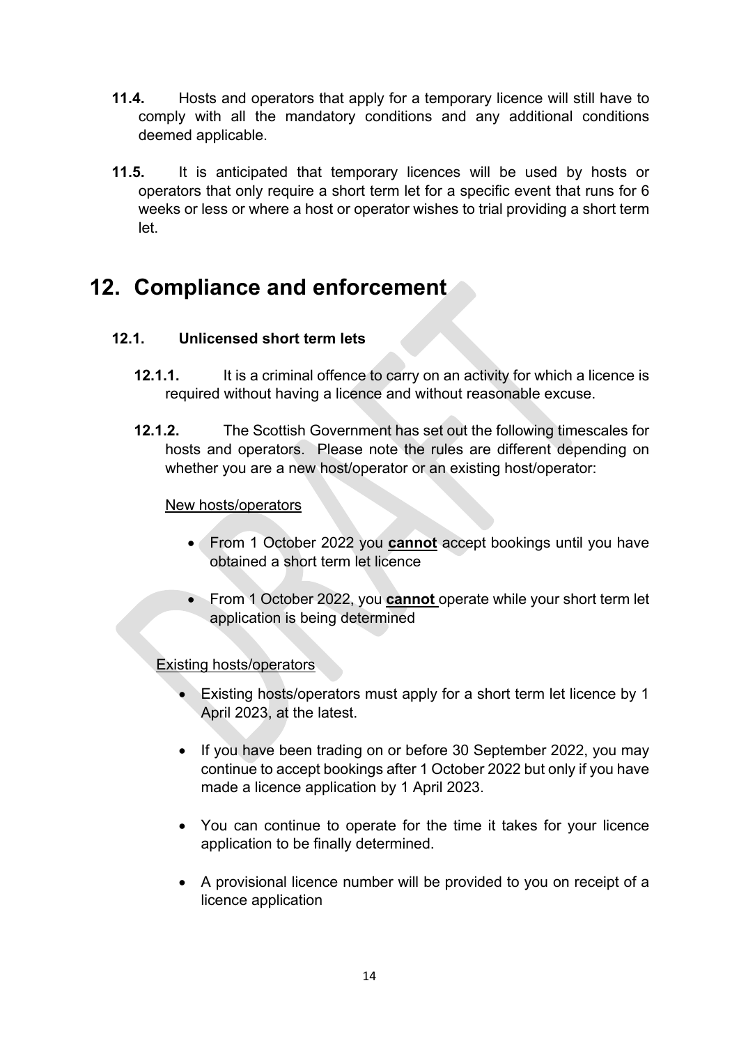**11.4.** Hosts and operators that apply for a temporary licence will still have to comply with all the mandatory conditions and any additional conditions deemed applicable.

**11.5.** It is anticipated that temporary licences will be used by hosts or operators that only require a short term let for a specific event that runs for 6 weeks or less or where a host or operator wishes to trial providing a short term let.

# 12. Compliance and enforcement

## 12.1. Unlicensed short term lets

**12.1.1.** It is a criminal offence to carry on an activity for which a licence is required without having a licence and without reasonable excuse.

**12.1.2.** The Scottish Government has set out the following timescales for hosts and operators. Please note the rules are different depending on whether you are a new host/operator or an existing host/operator:

New hosts/operators

- From 1 October 2022 you **cannot** accept bookings until you have obtained a short term let licence
- From 1 October 2022, you **cannot** operate while your short term let application is being determined

Existing hosts/operators

- Existing hosts/operators must apply for a short term let licence by 1 April 2023, at the latest.
- If you have been trading on or before 30 September 2022, you may continue to accept bookings after 1 October 2022 but only if you have made a licence application by 1 April 2023.
- You can continue to operate for the time it takes for your licence application to be finally determined.
- A provisional licence number will be provided to you on receipt of a licence application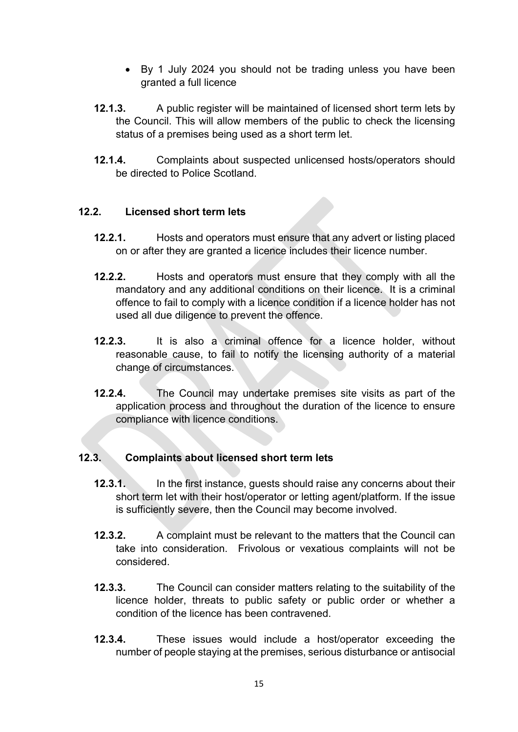- By 1 July 2024 you should not be trading unless you have been granted a full licence

**12.1.3.** A public register will be maintained of licensed short term lets by the Council. This will allow members of the public to check the licensing status of a premises being used as a short term let.

**12.1.4.** Complaints about suspected unlicensed hosts/operators should be directed to Police Scotland.

## 12.2. Licensed short term lets

**12.2.1.** Hosts and operators must ensure that any advert or listing placed on or after they are granted a licence includes their licence number.

**12.2.2.** Hosts and operators must ensure that they comply with all the mandatory and any additional conditions on their licence. It is a criminal offence to fail to comply with a licence condition if a licence holder has not used all due diligence to prevent the offence.

**12.2.3.** It is also a criminal offence for a licence holder, without reasonable cause, to fail to notify the licensing authority of a material change of circumstances.

**12.2.4.** The Council may undertake premises site visits as part of the application process and throughout the duration of the licence to ensure compliance with licence conditions.

## 12.3. Complaints about licensed short term lets

**12.3.1.** In the first instance, guests should raise any concerns about their short term let with their host/operator or letting agent/platform. If the issue is sufficiently severe, then the Council may become involved.

**12.3.2.** A complaint must be relevant to the matters that the Council can take into consideration. Frivolous or vexatious complaints will not be considered.

**12.3.3.** The Council can consider matters relating to the suitability of the licence holder, threats to public safety or public order or whether a condition of the licence has been contravened.

**12.3.4.** These issues would include a host/operator exceeding the number of people staying at the premises, serious disturbance or antisocial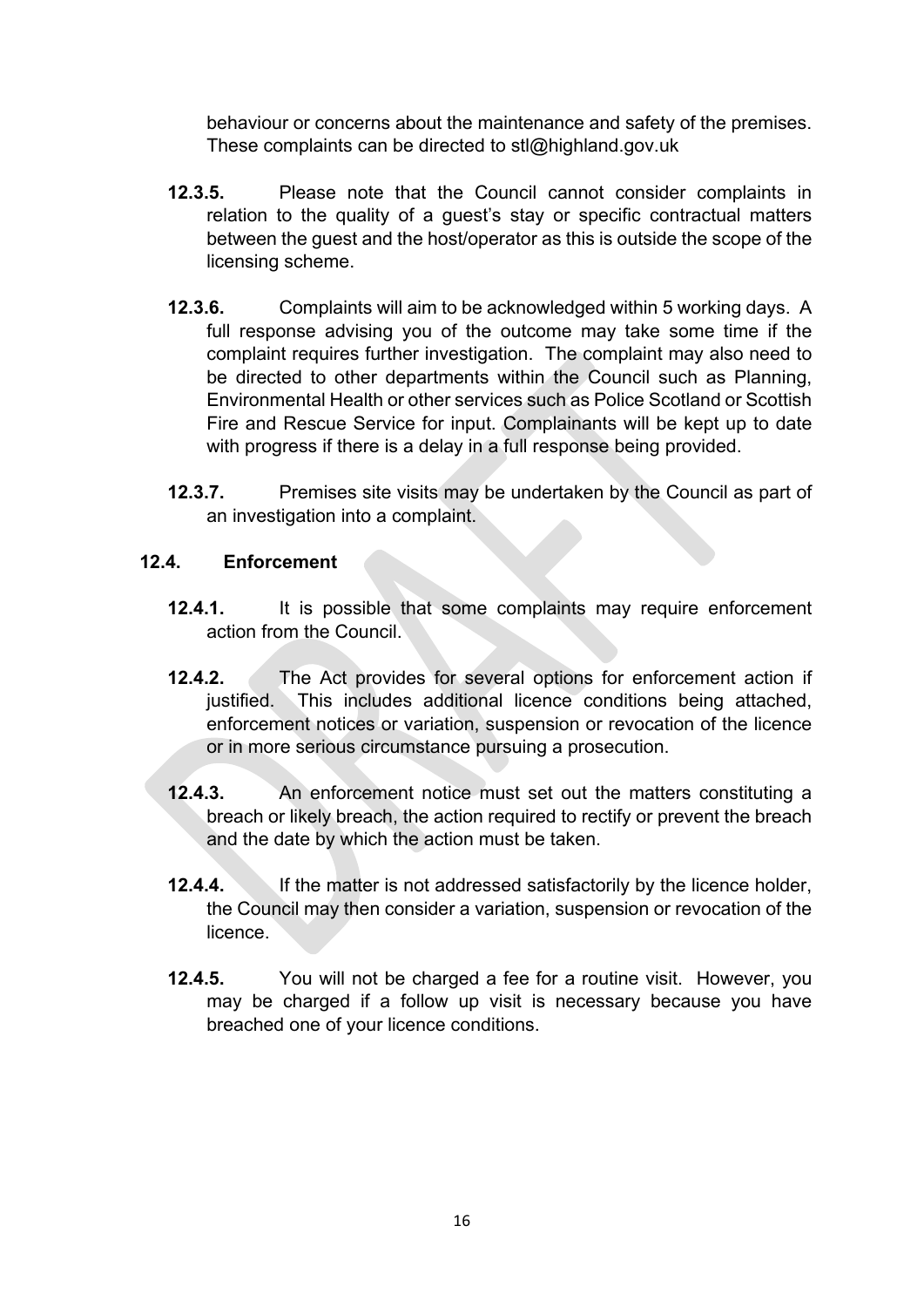behaviour or concerns about the maintenance and safety of the premises. These complaints can be directed to stl@highland.gov.uk

**12.3.5.** Please note that the Council cannot consider complaints in relation to the quality of a guest's stay or specific contractual matters between the guest and the host/operator as this is outside the scope of the licensing scheme.

**12.3.6.** Complaints will aim to be acknowledged within 5 working days. A full response advising you of the outcome may take some time if the complaint requires further investigation. The complaint may also need to be directed to other departments within the Council such as Planning, Environmental Health or other services such as Police Scotland or Scottish Fire and Rescue Service for input. Complainants will be kept up to date with progress if there is a delay in a full response being provided.

**12.3.7.** Premises site visits may be undertaken by the Council as part of an investigation into a complaint.

### 12.4. Enforcement

**12.4.1.** It is possible that some complaints may require enforcement action from the Council.

**12.4.2.** The Act provides for several options for enforcement action if justified. This includes additional licence conditions being attached, enforcement notices or variation, suspension or revocation of the licence or in more serious circumstance pursuing a prosecution.

**12.4.3.** An enforcement notice must set out the matters constituting a breach or likely breach, the action required to rectify or prevent the breach and the date by which the action must be taken.

**12.4.4.** If the matter is not addressed satisfactorily by the licence holder, the Council may then consider a variation, suspension or revocation of the licence.

**12.4.5.** You will not be charged a fee for a routine visit. However, you may be charged if a follow up visit is necessary because you have breached one of your licence conditions.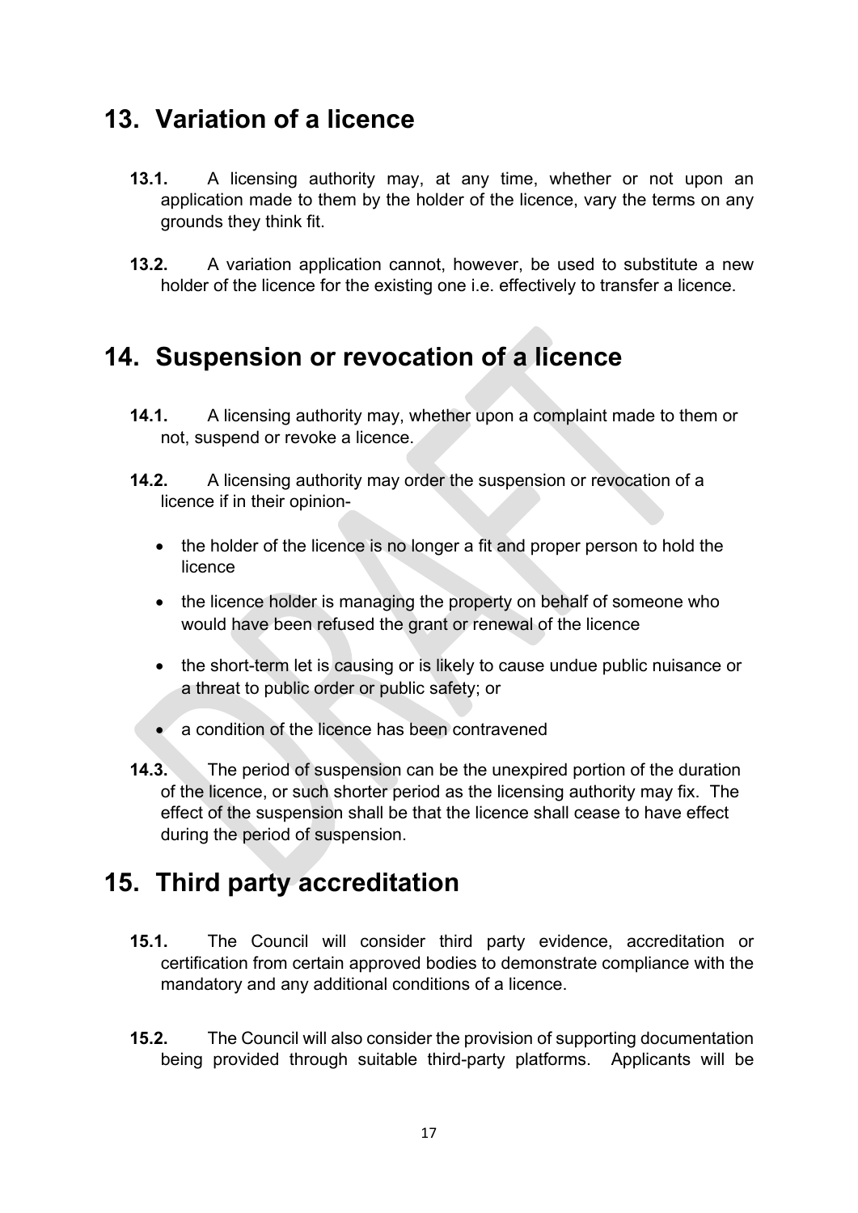## 13. Variation of a licence

**13.1.** A licensing authority may, at any time, whether or not upon an application made to them by the holder of the licence, vary the terms on any grounds they think fit.

**13.2.** A variation application cannot, however, be used to substitute a new holder of the licence for the existing one i.e. effectively to transfer a licence.

## 14. Suspension or revocation of a licence

**14.1.** A licensing authority may, whether upon a complaint made to them or not, suspend or revoke a licence.

**14.2.** A licensing authority may order the suspension or revocation of a licence if in their opinion-

- the holder of the licence is no longer a fit and proper person to hold the licence
- the licence holder is managing the property on behalf of someone who would have been refused the grant or renewal of the licence
- the short-term let is causing or is likely to cause undue public nuisance or a threat to public order or public safety; or
- a condition of the licence has been contravened

**14.3.** The period of suspension can be the unexpired portion of the duration of the licence, or such shorter period as the licensing authority may fix. The effect of the suspension shall be that the licence shall cease to have effect during the period of suspension.

## 15. Third party accreditation

**15.1.** The Council will consider third party evidence, accreditation or certification from certain approved bodies to demonstrate compliance with the mandatory and any additional conditions of a licence.

**15.2.** The Council will also consider the provision of supporting documentation being provided through suitable third-party platforms. Applicants will be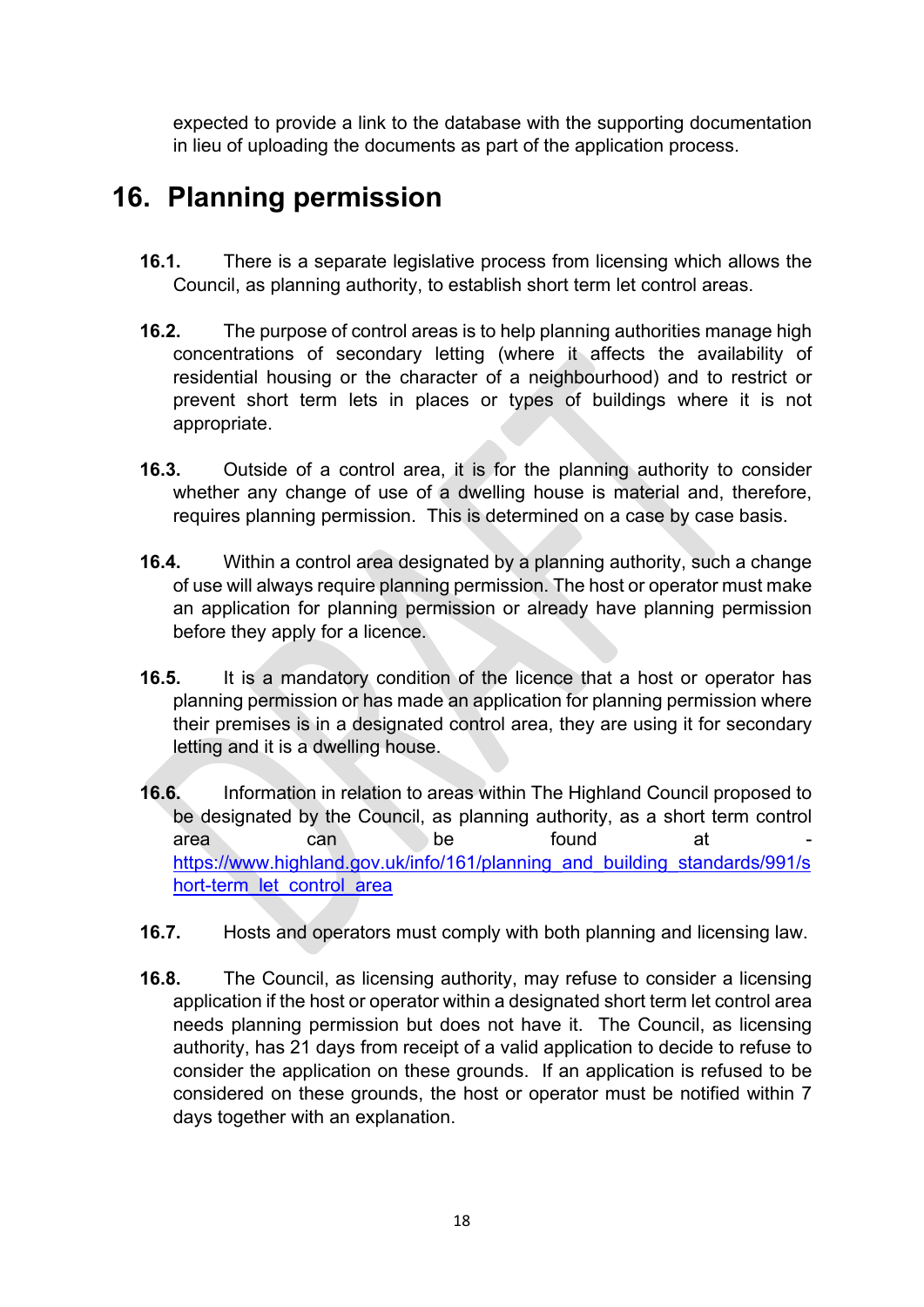expected to provide a link to the database with the supporting documentation in lieu of uploading the documents as part of the application process.

# 16. Planning permission

**16.1.** There is a separate legislative process from licensing which allows the Council, as planning authority, to establish short term let control areas.

**16.2.** The purpose of control areas is to help planning authorities manage high concentrations of secondary letting (where it affects the availability of residential housing or the character of a neighbourhood) and to restrict or prevent short term lets in places or types of buildings where it is not appropriate.

**16.3.** Outside of a control area, it is for the planning authority to consider whether any change of use of a dwelling house is material and, therefore, requires planning permission. This is determined on a case by case basis.

**16.4.** Within a control area designated by a planning authority, such a change of use will always require planning permission. The host or operator must make an application for planning permission or already have planning permission before they apply for a licence.

**16.5.** It is a mandatory condition of the licence that a host or operator has planning permission or has made an application for planning permission where their premises is in a designated control area, they are using it for secondary letting and it is a dwelling house.

**16.6.** Information in relation to areas within The Highland Council proposed to be designated by the Council, as planning authority, as a short term control area can be found at - https://www.highland.gov.uk/info/161/planning_and_building_standards/991/short-term_let_control_area

**16.7.** Hosts and operators must comply with both planning and licensing law.

**16.8.** The Council, as licensing authority, may refuse to consider a licensing application if the host or operator within a designated short term let control area needs planning permission but does not have it. The Council, as licensing authority, has 21 days from receipt of a valid application to decide to refuse to consider the application on these grounds. If an application is refused to be considered on these grounds, the host or operator must be notified within 7 days together with an explanation.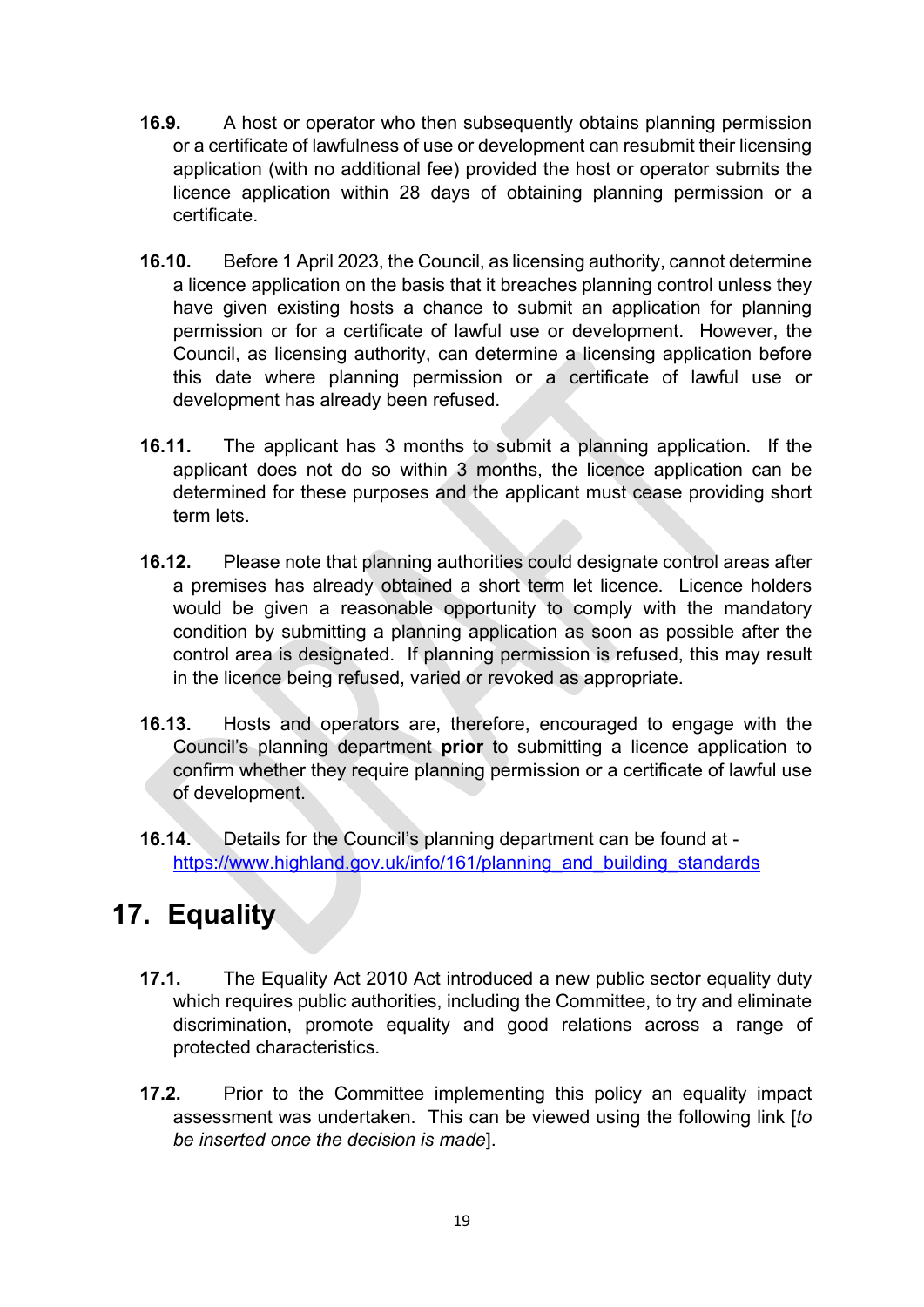**16.9.** A host or operator who then subsequently obtains planning permission or a certificate of lawfulness of use or development can resubmit their licensing application (with no additional fee) provided the host or operator submits the licence application within 28 days of obtaining planning permission or a certificate.

**16.10.** Before 1 April 2023, the Council, as licensing authority, cannot determine a licence application on the basis that it breaches planning control unless they have given existing hosts a chance to submit an application for planning permission or for a certificate of lawful use or development. However, the Council, as licensing authority, can determine a licensing application before this date where planning permission or a certificate of lawful use or development has already been refused.

**16.11.** The applicant has 3 months to submit a planning application. If the applicant does not do so within 3 months, the licence application can be determined for these purposes and the applicant must cease providing short term lets.

**16.12.** Please note that planning authorities could designate control areas after a premises has already obtained a short term let licence. Licence holders would be given a reasonable opportunity to comply with the mandatory condition by submitting a planning application as soon as possible after the control area is designated. If planning permission is refused, this may result in the licence being refused, varied or revoked as appropriate.

**16.13.** Hosts and operators are, therefore, encouraged to engage with the Council's planning department **prior** to submitting a licence application to confirm whether they require planning permission or a certificate of lawful use of development.

**16.14.** Details for the Council's planning department can be found at - https://www.highland.gov.uk/info/161/planning_and_building_standards

# 17. Equality

**17.1.** The Equality Act 2010 Act introduced a new public sector equality duty which requires public authorities, including the Committee, to try and eliminate discrimination, promote equality and good relations across a range of protected characteristics.

**17.2.** Prior to the Committee implementing this policy an equality impact assessment was undertaken. This can be viewed using the following link [*to be inserted once the decision is made*].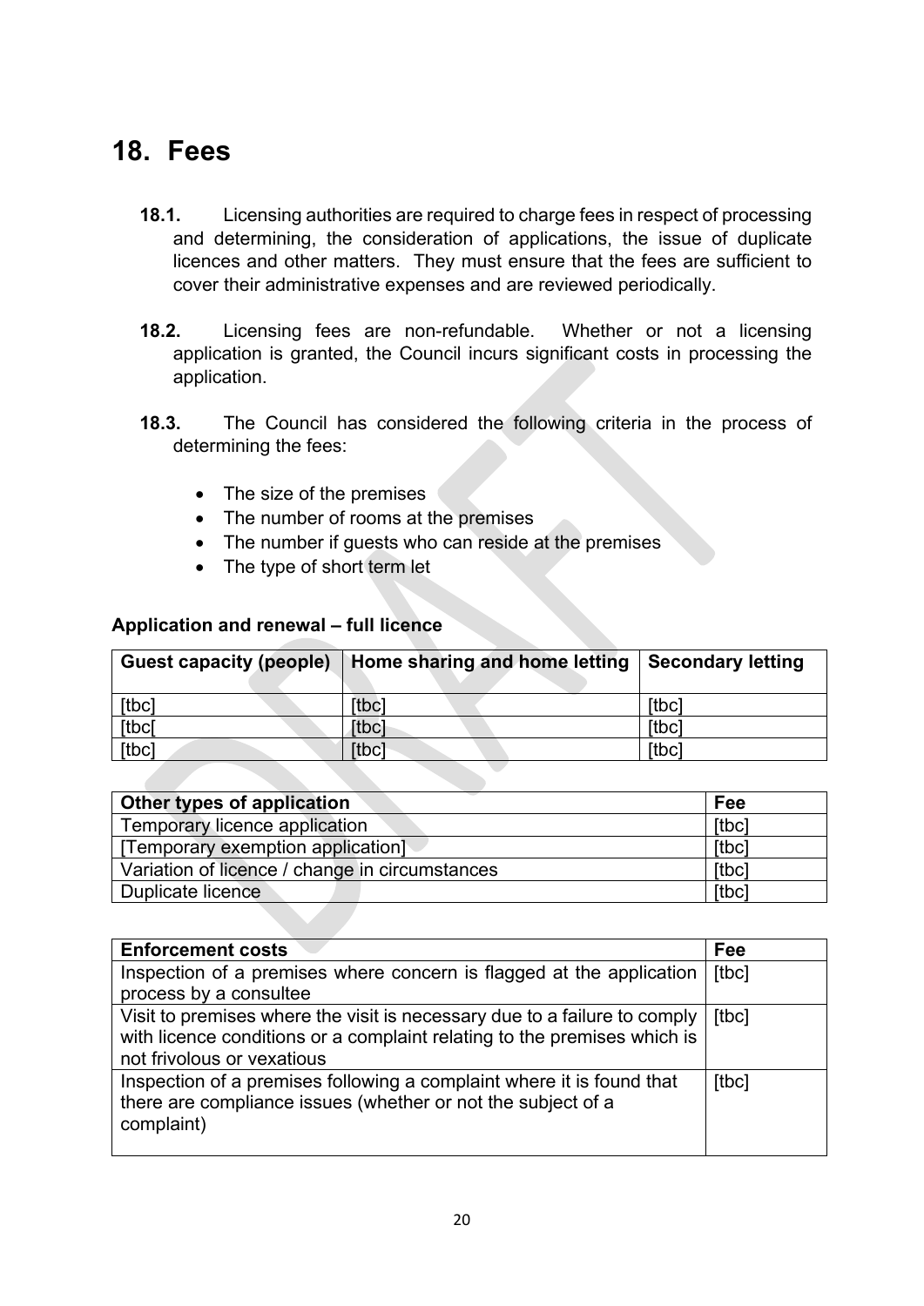## 18. Fees

**18.1.** Licensing authorities are required to charge fees in respect of processing and determining, the consideration of applications, the issue of duplicate licences and other matters. They must ensure that the fees are sufficient to cover their administrative expenses and are reviewed periodically.

**18.2.** Licensing fees are non-refundable. Whether or not a licensing application is granted, the Council incurs significant costs in processing the application.

**18.3.** The Council has considered the following criteria in the process of determining the fees:

- The size of the premises
- The number of rooms at the premises
- The number if guests who can reside at the premises
- The type of short term let

**Application and renewal – full licence**

| Guest capacity (people) | Home sharing and home letting | Secondary letting |
|---|---|---|
| [tbc] | [tbc] | [tbc] |
| [tbc[ | [tbc] | [tbc] |
| [tbc] | [tbc] | [tbc] |

| Other types of application | Fee |
|---|---|
| Temporary licence application | [tbc] |
| [Temporary exemption application] | [tbc] |
| Variation of licence / change in circumstances | [tbc] |
| Duplicate licence | [tbc] |

| Enforcement costs | Fee |
|---|---|
| Inspection of a premises where concern is flagged at the application process by a consultee | [tbc] |
| Visit to premises where the visit is necessary due to a failure to comply with licence conditions or a complaint relating to the premises which is not frivolous or vexatious | [tbc] |
| Inspection of a premises following a complaint where it is found that there are compliance issues (whether or not the subject of a complaint) | [tbc] |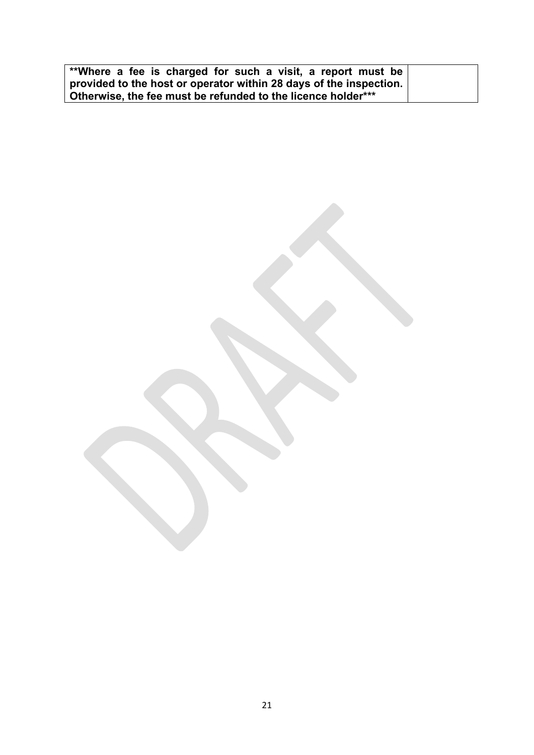| **\*\*Where a fee is charged for such a visit, a report must be provided to the host or operator within 28 days of the inspection. Otherwise, the fee must be refunded to the licence holder\*\*\*** | |
|---|---|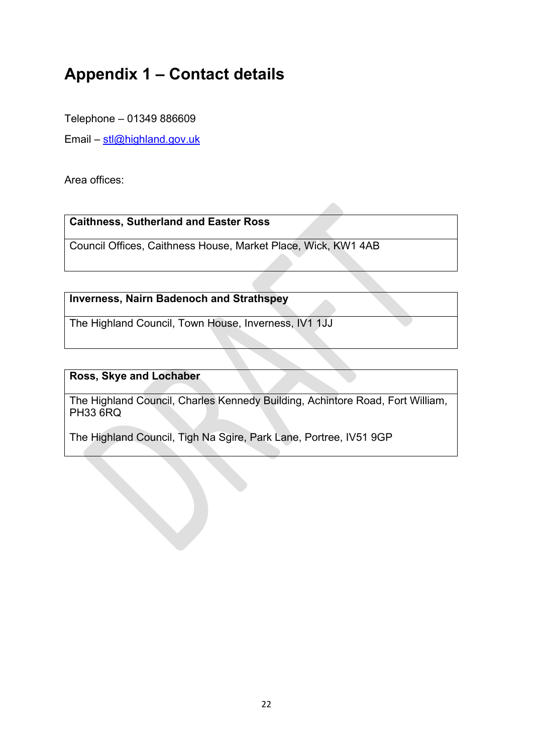# Appendix 1 – Contact details

Telephone – 01349 886609

Email – stl@highland.gov.uk

Area offices:

| Caithness, Sutherland and Easter Ross |
| --- |
| Council Offices, Caithness House, Market Place, Wick, KW1 4AB |

| Inverness, Nairn Badenoch and Strathspey |
| --- |
| The Highland Council, Town House, Inverness, IV1 1JJ |

| Ross, Skye and Lochaber |
| --- |
| The Highland Council, Charles Kennedy Building, Achintore Road, Fort William, PH33 6RQ<br><br>The Highland Council, Tigh Na Sgire, Park Lane, Portree, IV51 9GP |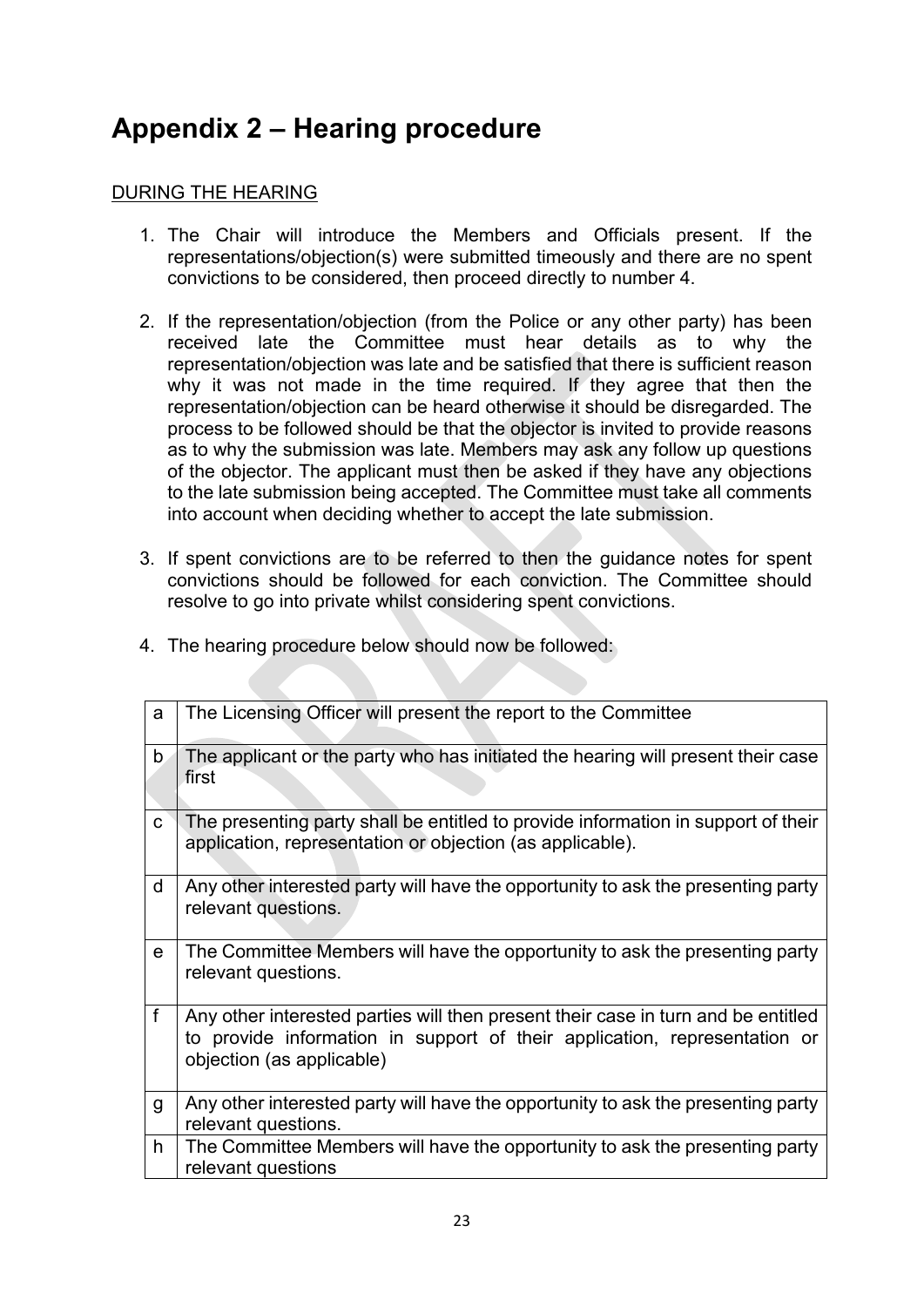# Appendix 2 – Hearing procedure

DURING THE HEARING

1. The Chair will introduce the Members and Officials present. If the representations/objection(s) were submitted timeously and there are no spent convictions to be considered, then proceed directly to number 4.

2. If the representation/objection (from the Police or any other party) has been received late the Committee must hear details as to why the representation/objection was late and be satisfied that there is sufficient reason why it was not made in the time required. If they agree that then the representation/objection can be heard otherwise it should be disregarded. The process to be followed should be that the objector is invited to provide reasons as to why the submission was late. Members may ask any follow up questions of the objector. The applicant must then be asked if they have any objections to the late submission being accepted. The Committee must take all comments into account when deciding whether to accept the late submission.

3. If spent convictions are to be referred to then the guidance notes for spent convictions should be followed for each conviction. The Committee should resolve to go into private whilst considering spent convictions.

4. The hearing procedure below should now be followed:

| | |
|---|---|
| a | The Licensing Officer will present the report to the Committee |
| b | The applicant or the party who has initiated the hearing will present their case first |
| c | The presenting party shall be entitled to provide information in support of their application, representation or objection (as applicable). |
| d | Any other interested party will have the opportunity to ask the presenting party relevant questions. |
| e | The Committee Members will have the opportunity to ask the presenting party relevant questions. |
| f | Any other interested parties will then present their case in turn and be entitled to provide information in support of their application, representation or objection (as applicable) |
| g | Any other interested party will have the opportunity to ask the presenting party relevant questions. |
| h | The Committee Members will have the opportunity to ask the presenting party relevant questions |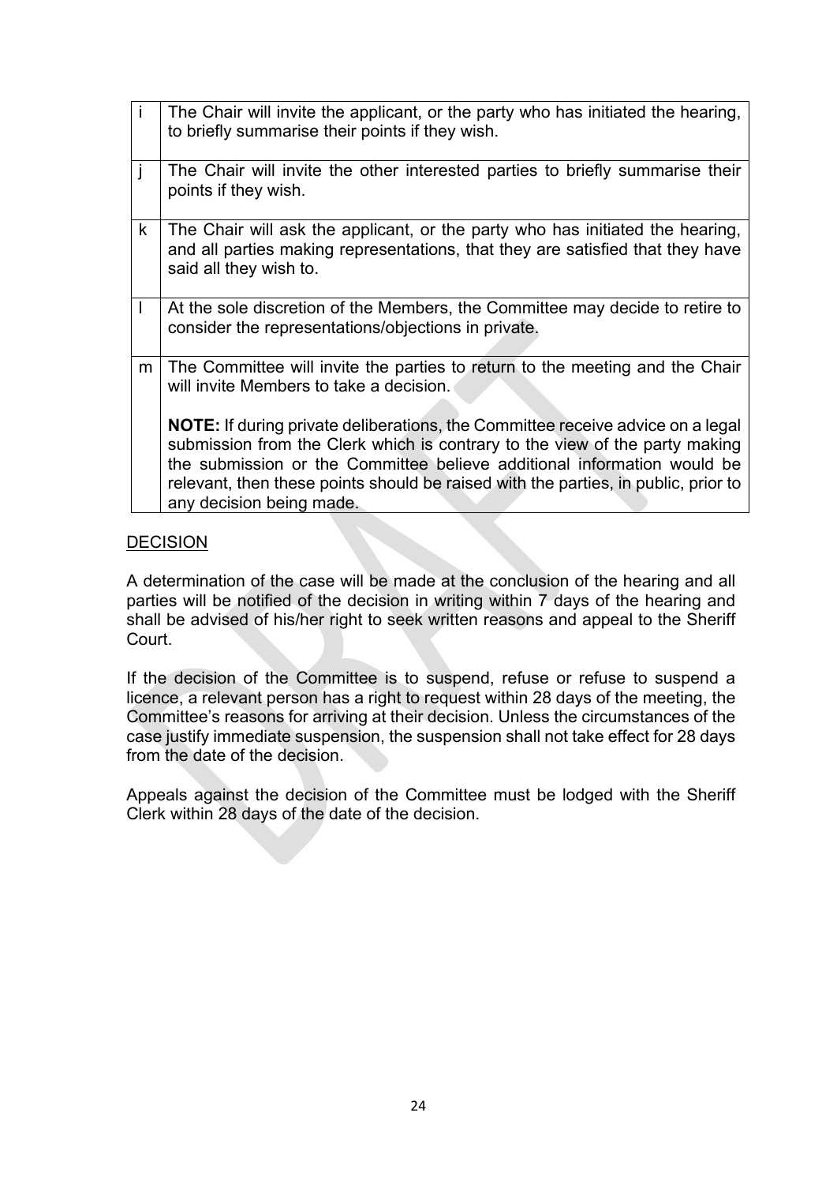| | |
|---|---|
| i | The Chair will invite the applicant, or the party who has initiated the hearing, to briefly summarise their points if they wish. |
| j | The Chair will invite the other interested parties to briefly summarise their points if they wish. |
| k | The Chair will ask the applicant, or the party who has initiated the hearing, and all parties making representations, that they are satisfied that they have said all they wish to. |
| l | At the sole discretion of the Members, the Committee may decide to retire to consider the representations/objections in private. |
| m | The Committee will invite the parties to return to the meeting and the Chair will invite Members to take a decision.<br><br>**NOTE:** If during private deliberations, the Committee receive advice on a legal submission from the Clerk which is contrary to the view of the party making the submission or the Committee believe additional information would be relevant, then these points should be raised with the parties, in public, prior to any decision being made. |

<u>DECISION</u>

A determination of the case will be made at the conclusion of the hearing and all parties will be notified of the decision in writing within 7 days of the hearing and shall be advised of his/her right to seek written reasons and appeal to the Sheriff Court.

If the decision of the Committee is to suspend, refuse or refuse to suspend a licence, a relevant person has a right to request within 28 days of the meeting, the Committee's reasons for arriving at their decision. Unless the circumstances of the case justify immediate suspension, the suspension shall not take effect for 28 days from the date of the decision.

Appeals against the decision of the Committee must be lodged with the Sheriff Clerk within 28 days of the date of the decision.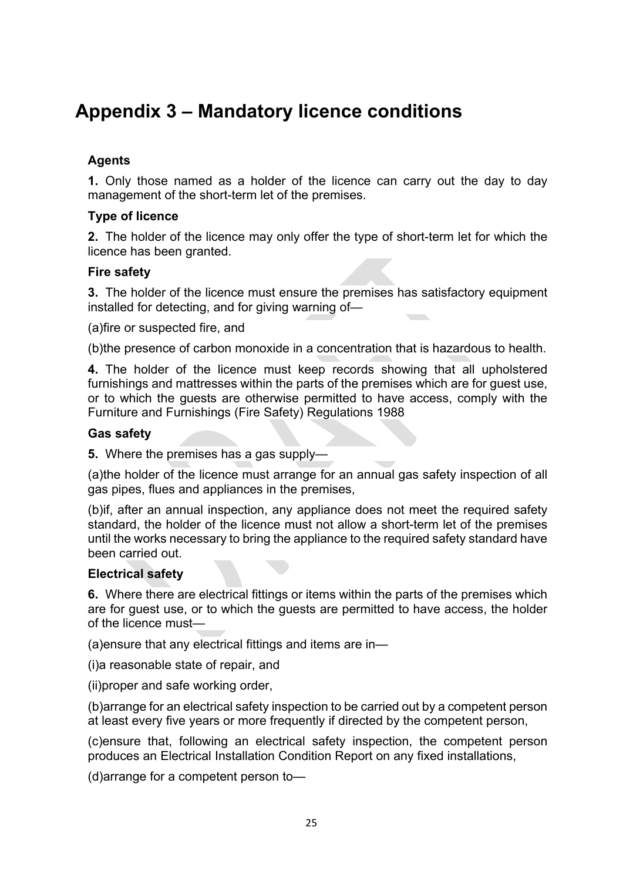# Appendix 3 – Mandatory licence conditions

### Agents

**1.** Only those named as a holder of the licence can carry out the day to day management of the short-term let of the premises.

### Type of licence

**2.** The holder of the licence may only offer the type of short-term let for which the licence has been granted.

### Fire safety

**3.** The holder of the licence must ensure the premises has satisfactory equipment installed for detecting, and for giving warning of—

(a)fire or suspected fire, and

(b)the presence of carbon monoxide in a concentration that is hazardous to health.

**4.** The holder of the licence must keep records showing that all upholstered furnishings and mattresses within the parts of the premises which are for guest use, or to which the guests are otherwise permitted to have access, comply with the Furniture and Furnishings (Fire Safety) Regulations 1988

### Gas safety

**5.** Where the premises has a gas supply—

(a)the holder of the licence must arrange for an annual gas safety inspection of all gas pipes, flues and appliances in the premises,

(b)if, after an annual inspection, any appliance does not meet the required safety standard, the holder of the licence must not allow a short-term let of the premises until the works necessary to bring the appliance to the required safety standard have been carried out.

### Electrical safety

**6.** Where there are electrical fittings or items within the parts of the premises which are for guest use, or to which the guests are permitted to have access, the holder of the licence must—

(a)ensure that any electrical fittings and items are in—

(i)a reasonable state of repair, and

(ii)proper and safe working order,

(b)arrange for an electrical safety inspection to be carried out by a competent person at least every five years or more frequently if directed by the competent person,

(c)ensure that, following an electrical safety inspection, the competent person produces an Electrical Installation Condition Report on any fixed installations,

(d)arrange for a competent person to—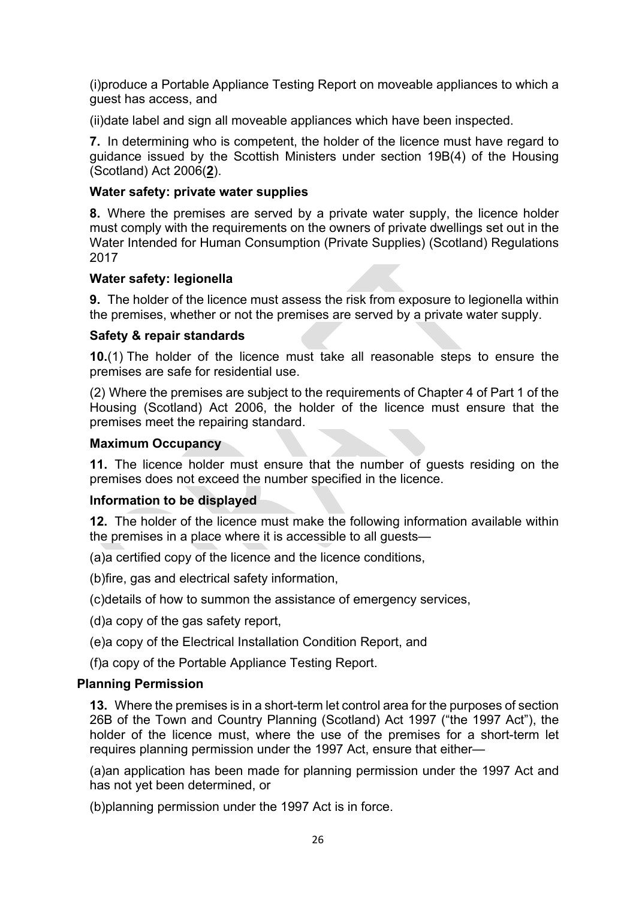(i)produce a Portable Appliance Testing Report on moveable appliances to which a guest has access, and

(ii)date label and sign all moveable appliances which have been inspected.

**7.** In determining who is competent, the holder of the licence must have regard to guidance issued by the Scottish Ministers under section 19B(4) of the Housing (Scotland) Act 2006(**2**).

**Water safety: private water supplies**

**8.** Where the premises are served by a private water supply, the licence holder must comply with the requirements on the owners of private dwellings set out in the Water Intended for Human Consumption (Private Supplies) (Scotland) Regulations 2017

**Water safety: legionella**

**9.** The holder of the licence must assess the risk from exposure to legionella within the premises, whether or not the premises are served by a private water supply.

**Safety & repair standards**

**10.**(1) The holder of the licence must take all reasonable steps to ensure the premises are safe for residential use.

(2) Where the premises are subject to the requirements of Chapter 4 of Part 1 of the Housing (Scotland) Act 2006, the holder of the licence must ensure that the premises meet the repairing standard.

**Maximum Occupancy**

**11.** The licence holder must ensure that the number of guests residing on the premises does not exceed the number specified in the licence.

**Information to be displayed**

**12.** The holder of the licence must make the following information available within the premises in a place where it is accessible to all guests—

(a)a certified copy of the licence and the licence conditions,

(b)fire, gas and electrical safety information,

(c)details of how to summon the assistance of emergency services,

(d)a copy of the gas safety report,

(e)a copy of the Electrical Installation Condition Report, and

(f)a copy of the Portable Appliance Testing Report.

**Planning Permission**

**13.** Where the premises is in a short-term let control area for the purposes of section 26B of the Town and Country Planning (Scotland) Act 1997 ("the 1997 Act"), the holder of the licence must, where the use of the premises for a short-term let requires planning permission under the 1997 Act, ensure that either—

(a)an application has been made for planning permission under the 1997 Act and has not yet been determined, or

(b)planning permission under the 1997 Act is in force.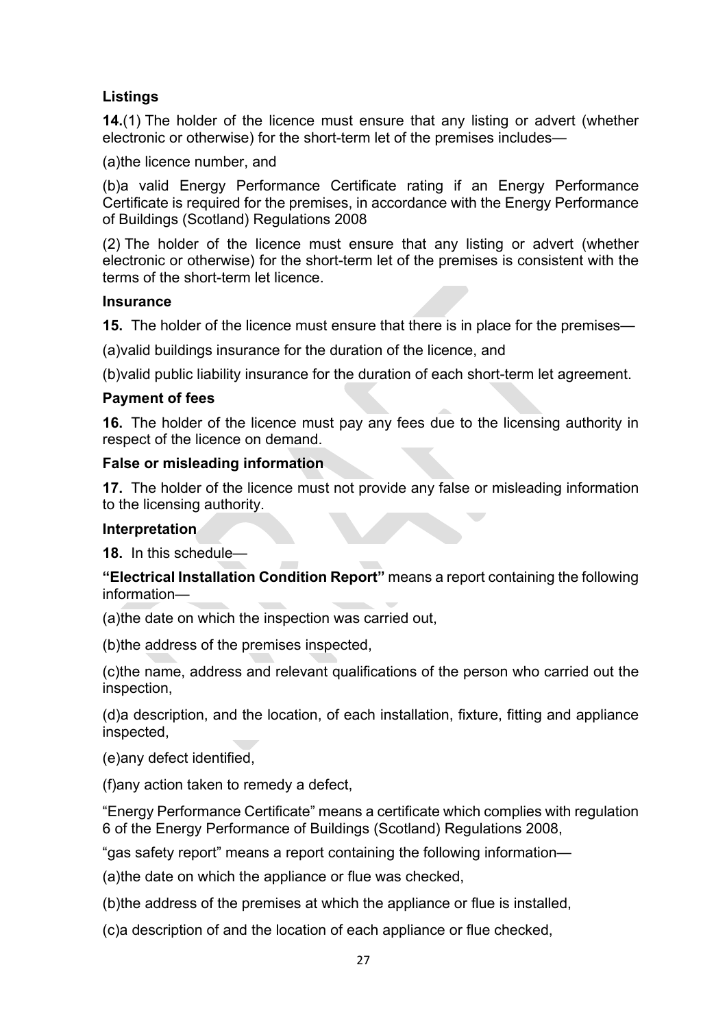### Listings

**14.**(1) The holder of the licence must ensure that any listing or advert (whether electronic or otherwise) for the short-term let of the premises includes—

(a)the licence number, and

(b)a valid Energy Performance Certificate rating if an Energy Performance Certificate is required for the premises, in accordance with the Energy Performance of Buildings (Scotland) Regulations 2008

(2) The holder of the licence must ensure that any listing or advert (whether electronic or otherwise) for the short-term let of the premises is consistent with the terms of the short-term let licence.

### Insurance

**15.** The holder of the licence must ensure that there is in place for the premises—

(a)valid buildings insurance for the duration of the licence, and

(b)valid public liability insurance for the duration of each short-term let agreement.

### Payment of fees

**16.** The holder of the licence must pay any fees due to the licensing authority in respect of the licence on demand.

### False or misleading information

**17.** The holder of the licence must not provide any false or misleading information to the licensing authority.

### Interpretation

**18.** In this schedule—

**"Electrical Installation Condition Report"** means a report containing the following information—

(a)the date on which the inspection was carried out,

(b)the address of the premises inspected,

(c)the name, address and relevant qualifications of the person who carried out the inspection,

(d)a description, and the location, of each installation, fixture, fitting and appliance inspected,

(e)any defect identified,

(f)any action taken to remedy a defect,

"Energy Performance Certificate" means a certificate which complies with regulation 6 of the Energy Performance of Buildings (Scotland) Regulations 2008,

"gas safety report" means a report containing the following information—

(a)the date on which the appliance or flue was checked,

(b)the address of the premises at which the appliance or flue is installed,

(c)a description of and the location of each appliance or flue checked,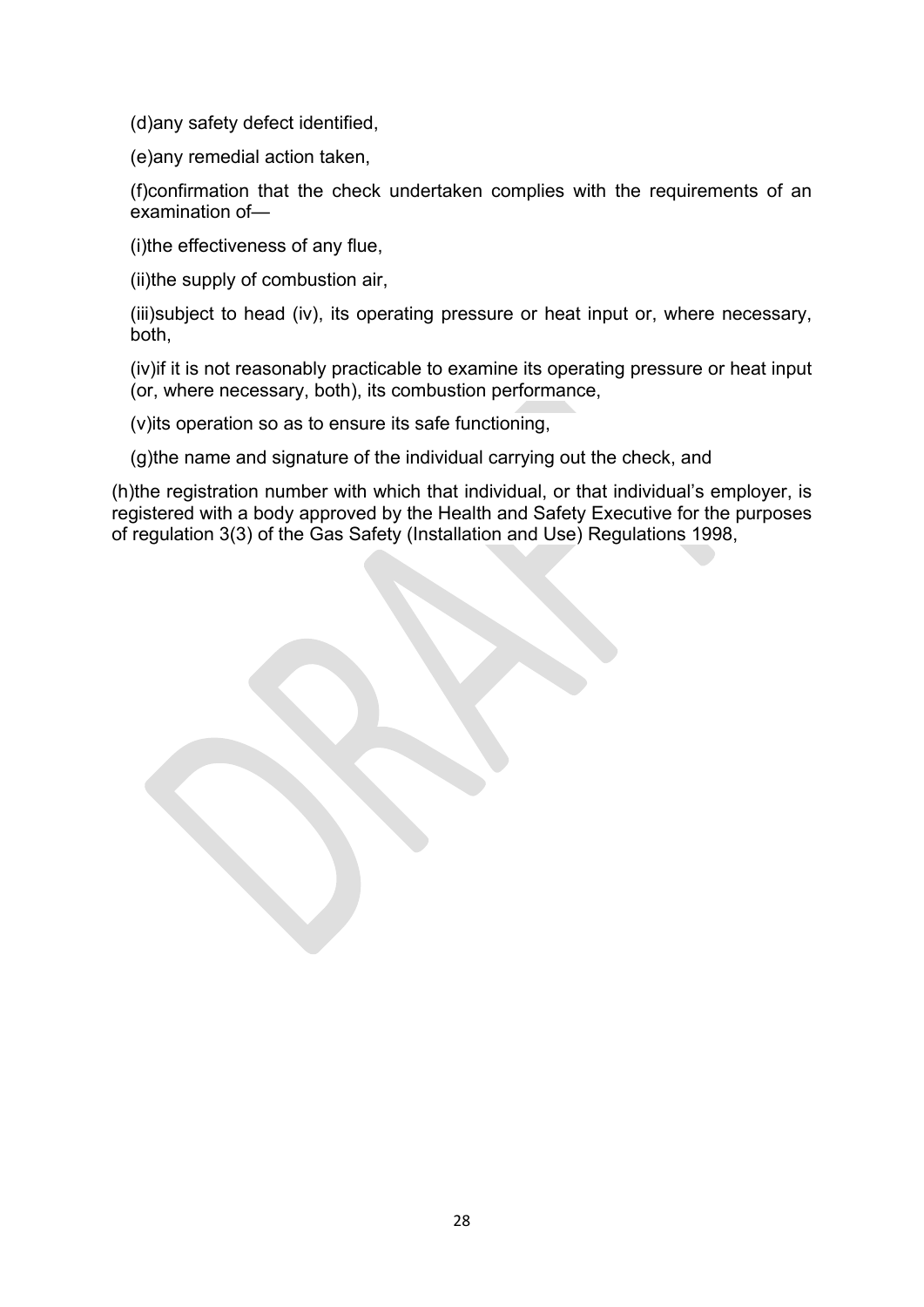(d)any safety defect identified,

(e)any remedial action taken,

(f)confirmation that the check undertaken complies with the requirements of an examination of—

(i)the effectiveness of any flue,

(ii)the supply of combustion air,

(iii)subject to head (iv), its operating pressure or heat input or, where necessary, both,

(iv)if it is not reasonably practicable to examine its operating pressure or heat input (or, where necessary, both), its combustion performance,

(v)its operation so as to ensure its safe functioning,

(g)the name and signature of the individual carrying out the check, and

(h)the registration number with which that individual, or that individual's employer, is registered with a body approved by the Health and Safety Executive for the purposes of regulation 3(3) of the Gas Safety (Installation and Use) Regulations 1998,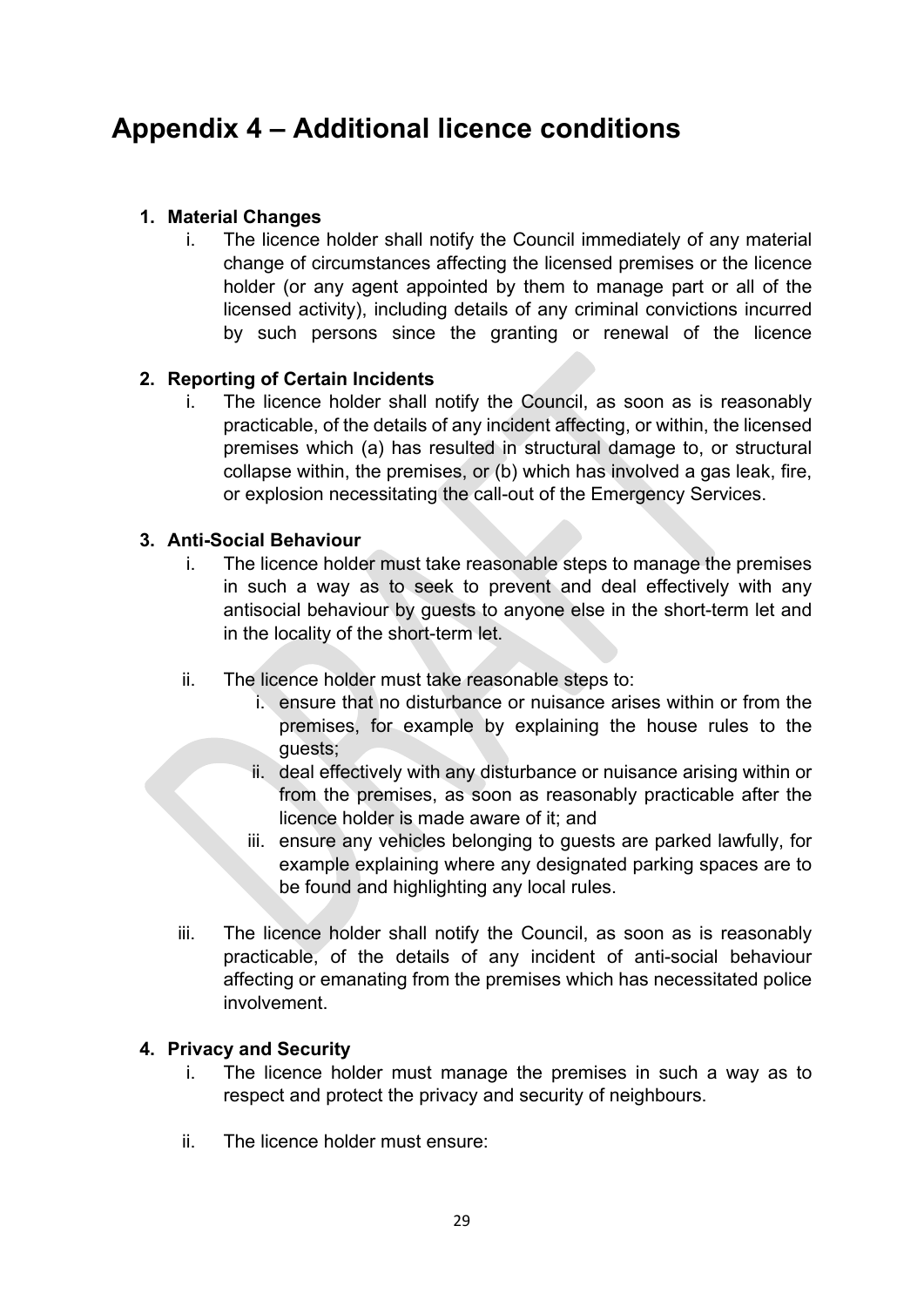# Appendix 4 – Additional licence conditions

1. **Material Changes**
   i. The licence holder shall notify the Council immediately of any material change of circumstances affecting the licensed premises or the licence holder (or any agent appointed by them to manage part or all of the licensed activity), including details of any criminal convictions incurred by such persons since the granting or renewal of the licence

2. **Reporting of Certain Incidents**
   i. The licence holder shall notify the Council, as soon as is reasonably practicable, of the details of any incident affecting, or within, the licensed premises which (a) has resulted in structural damage to, or structural collapse within, the premises, or (b) which has involved a gas leak, fire, or explosion necessitating the call-out of the Emergency Services.

3. **Anti-Social Behaviour**
   i. The licence holder must take reasonable steps to manage the premises in such a way as to seek to prevent and deal effectively with any antisocial behaviour by guests to anyone else in the short-term let and in the locality of the short-term let.

   ii. The licence holder must take reasonable steps to:
      i. ensure that no disturbance or nuisance arises within or from the premises, for example by explaining the house rules to the guests;
      ii. deal effectively with any disturbance or nuisance arising within or from the premises, as soon as reasonably practicable after the licence holder is made aware of it; and
      iii. ensure any vehicles belonging to guests are parked lawfully, for example explaining where any designated parking spaces are to be found and highlighting any local rules.

   iii. The licence holder shall notify the Council, as soon as is reasonably practicable, of the details of any incident of anti-social behaviour affecting or emanating from the premises which has necessitated police involvement.

4. **Privacy and Security**
   i. The licence holder must manage the premises in such a way as to respect and protect the privacy and security of neighbours.

   ii. The licence holder must ensure: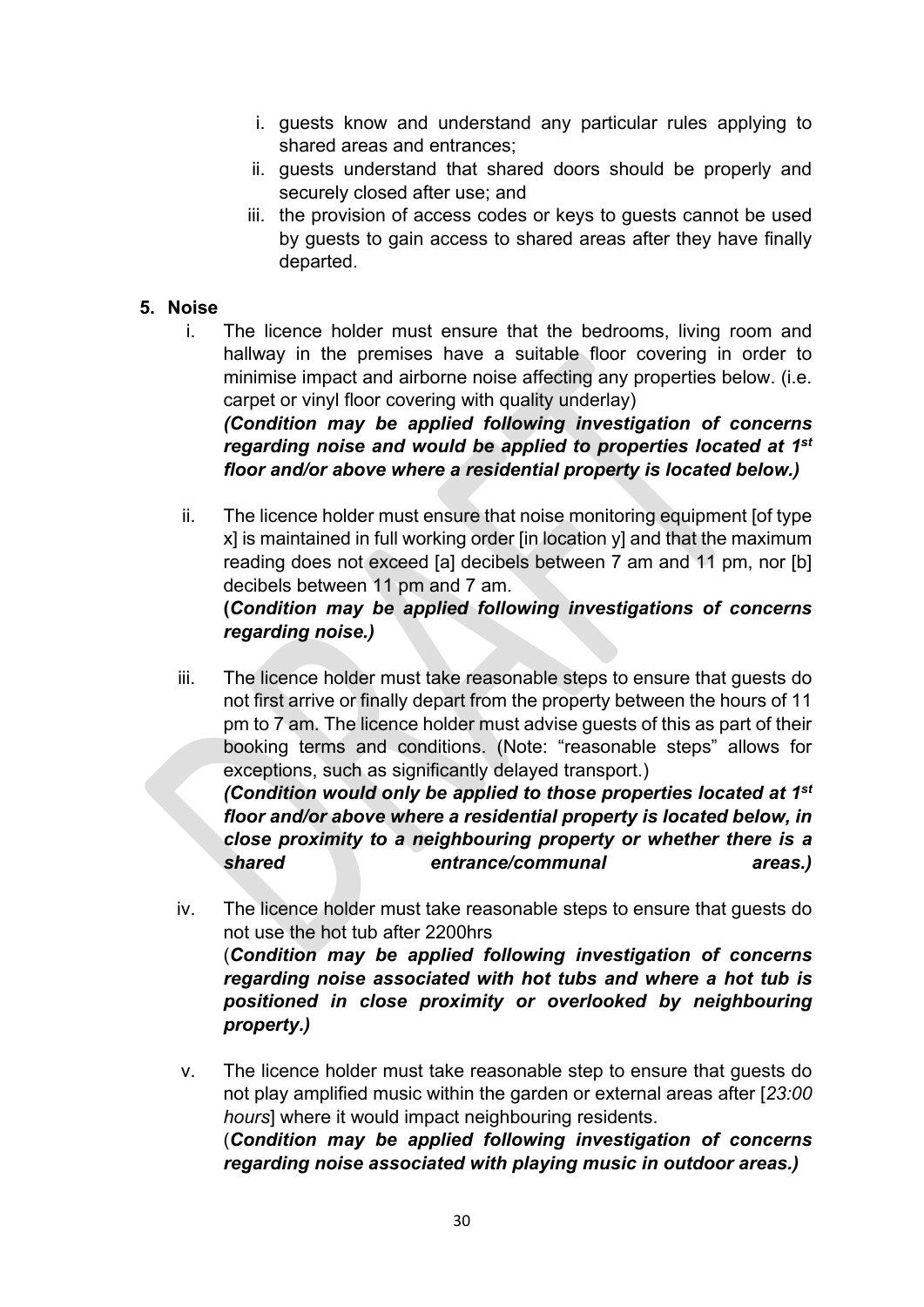i. guests know and understand any particular rules applying to shared areas and entrances;
ii. guests understand that shared doors should be properly and securely closed after use; and
iii. the provision of access codes or keys to guests cannot be used by guests to gain access to shared areas after they have finally departed.

**5. Noise**

i. The licence holder must ensure that the bedrooms, living room and hallway in the premises have a suitable floor covering in order to minimise impact and airborne noise affecting any properties below. (i.e. carpet or vinyl floor covering with quality underlay)
***(Condition may be applied following investigation of concerns regarding noise and would be applied to properties located at 1st floor and/or above where a residential property is located below.)***

ii. The licence holder must ensure that noise monitoring equipment [of type x] is maintained in full working order [in location y] and that the maximum reading does not exceed [a] decibels between 7 am and 11 pm, nor [b] decibels between 11 pm and 7 am.
***(Condition may be applied following investigations of concerns regarding noise.)***

iii. The licence holder must take reasonable steps to ensure that guests do not first arrive or finally depart from the property between the hours of 11 pm to 7 am. The licence holder must advise guests of this as part of their booking terms and conditions. (Note: "reasonable steps" allows for exceptions, such as significantly delayed transport.)
***(Condition would only be applied to those properties located at 1st floor and/or above where a residential property is located below, in close proximity to a neighbouring property or whether there is a shared entrance/communal areas.)***

iv. The licence holder must take reasonable steps to ensure that guests do not use the hot tub after 2200hrs
***(Condition may be applied following investigation of concerns regarding noise associated with hot tubs and where a hot tub is positioned in close proximity or overlooked by neighbouring property.)***

v. The licence holder must take reasonable step to ensure that guests do not play amplified music within the garden or external areas after [*23:00 hours*] where it would impact neighbouring residents.
***(Condition may be applied following investigation of concerns regarding noise associated with playing music in outdoor areas.)***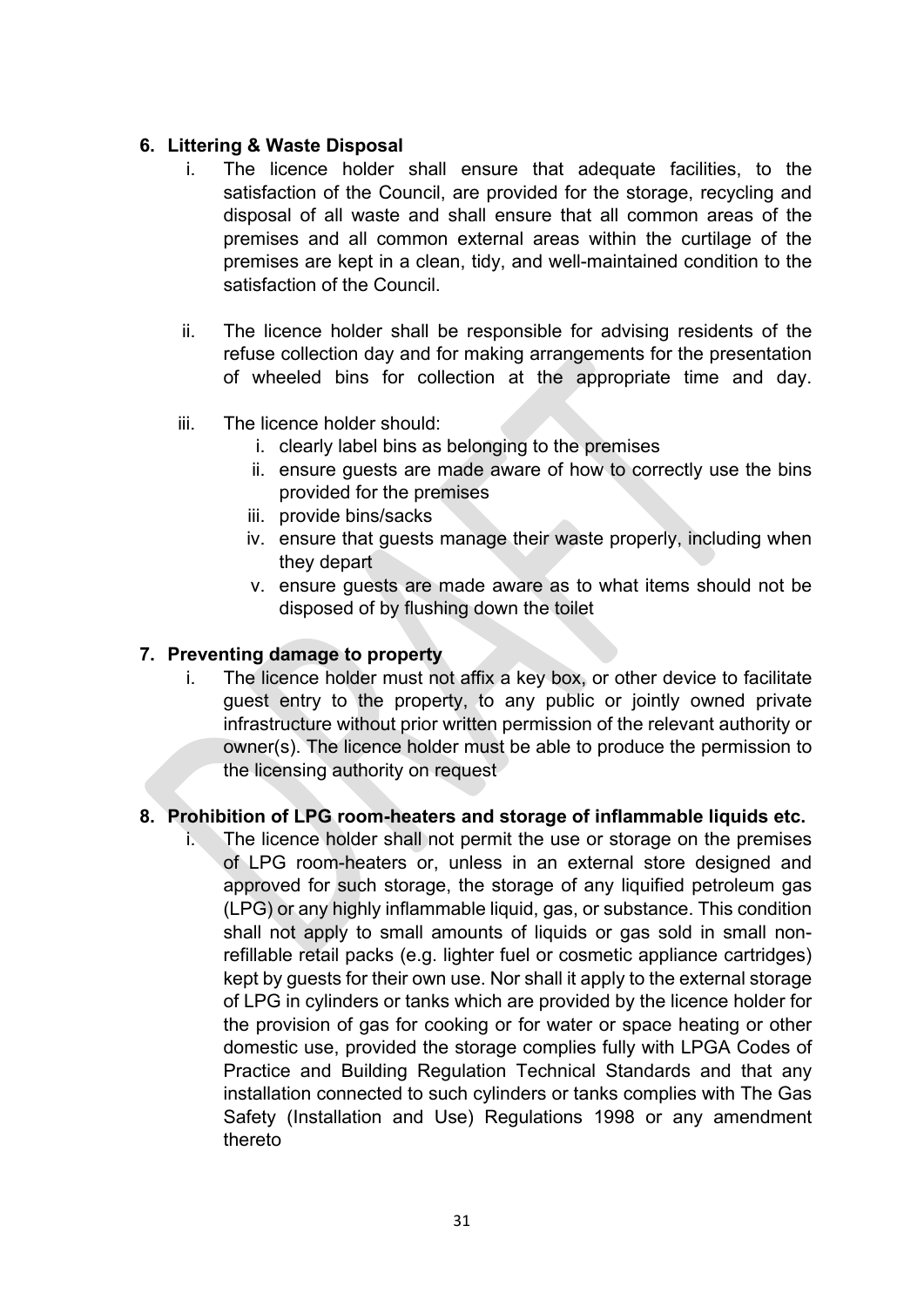**6. Littering & Waste Disposal**

i. The licence holder shall ensure that adequate facilities, to the satisfaction of the Council, are provided for the storage, recycling and disposal of all waste and shall ensure that all common areas of the premises and all common external areas within the curtilage of the premises are kept in a clean, tidy, and well-maintained condition to the satisfaction of the Council.

ii. The licence holder shall be responsible for advising residents of the refuse collection day and for making arrangements for the presentation of wheeled bins for collection at the appropriate time and day.

iii. The licence holder should:
   i. clearly label bins as belonging to the premises
   ii. ensure guests are made aware of how to correctly use the bins provided for the premises
   iii. provide bins/sacks
   iv. ensure that guests manage their waste properly, including when they depart
   v. ensure guests are made aware as to what items should not be disposed of by flushing down the toilet

**7. Preventing damage to property**

i. The licence holder must not affix a key box, or other device to facilitate guest entry to the property, to any public or jointly owned private infrastructure without prior written permission of the relevant authority or owner(s). The licence holder must be able to produce the permission to the licensing authority on request

**8. Prohibition of LPG room-heaters and storage of inflammable liquids etc.**

i. The licence holder shall not permit the use or storage on the premises of LPG room-heaters or, unless in an external store designed and approved for such storage, the storage of any liquified petroleum gas (LPG) or any highly inflammable liquid, gas, or substance. This condition shall not apply to small amounts of liquids or gas sold in small non-refillable retail packs (e.g. lighter fuel or cosmetic appliance cartridges) kept by guests for their own use. Nor shall it apply to the external storage of LPG in cylinders or tanks which are provided by the licence holder for the provision of gas for cooking or for water or space heating or other domestic use, provided the storage complies fully with LPGA Codes of Practice and Building Regulation Technical Standards and that any installation connected to such cylinders or tanks complies with The Gas Safety (Installation and Use) Regulations 1998 or any amendment thereto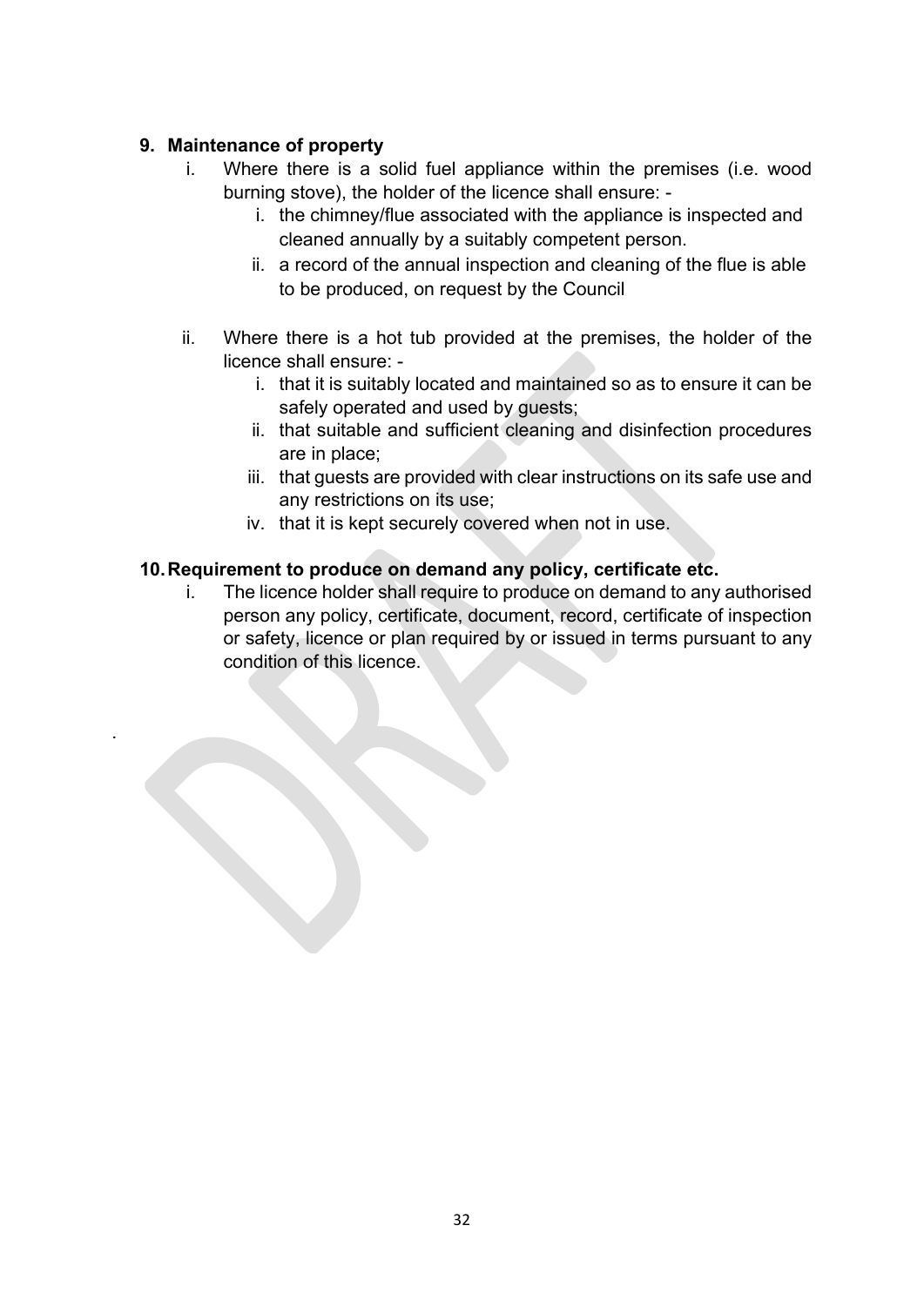**9. Maintenance of property**

i. Where there is a solid fuel appliance within the premises (i.e. wood burning stove), the holder of the licence shall ensure: -

   i. the chimney/flue associated with the appliance is inspected and cleaned annually by a suitably competent person.

   ii. a record of the annual inspection and cleaning of the flue is able to be produced, on request by the Council

ii. Where there is a hot tub provided at the premises, the holder of the licence shall ensure: -

   i. that it is suitably located and maintained so as to ensure it can be safely operated and used by guests;

   ii. that suitable and sufficient cleaning and disinfection procedures are in place;

   iii. that guests are provided with clear instructions on its safe use and any restrictions on its use;

   iv. that it is kept securely covered when not in use.

**10. Requirement to produce on demand any policy, certificate etc.**

i. The licence holder shall require to produce on demand to any authorised person any policy, certificate, document, record, certificate of inspection or safety, licence or plan required by or issued in terms pursuant to any condition of this licence.

.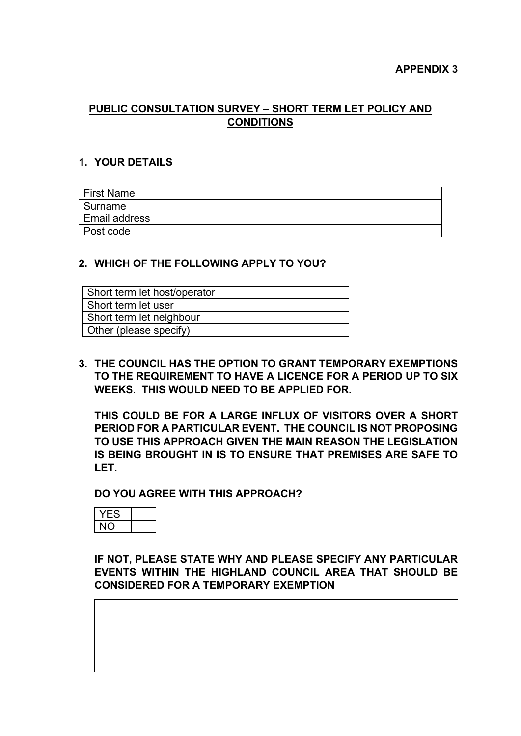**APPENDIX 3**

## PUBLIC CONSULTATION SURVEY – SHORT TERM LET POLICY AND CONDITIONS

### 1. YOUR DETAILS

| | |
|---|---|
| First Name | |
| Surname | |
| Email address | |
| Post code | |

### 2. WHICH OF THE FOLLOWING APPLY TO YOU?

| | |
|---|---|
| Short term let host/operator | |
| Short term let user | |
| Short term let neighbour | |
| Other (please specify) | |

### 3. THE COUNCIL HAS THE OPTION TO GRANT TEMPORARY EXEMPTIONS TO THE REQUIREMENT TO HAVE A LICENCE FOR A PERIOD UP TO SIX WEEKS. THIS WOULD NEED TO BE APPLIED FOR.

**THIS COULD BE FOR A LARGE INFLUX OF VISITORS OVER A SHORT PERIOD FOR A PARTICULAR EVENT. THE COUNCIL IS NOT PROPOSING TO USE THIS APPROACH GIVEN THE MAIN REASON THE LEGISLATION IS BEING BROUGHT IN IS TO ENSURE THAT PREMISES ARE SAFE TO LET.**

**DO YOU AGREE WITH THIS APPROACH?**

| | |
|---|---|
| YES | |
| NO | |

**IF NOT, PLEASE STATE WHY AND PLEASE SPECIFY ANY PARTICULAR EVENTS WITHIN THE HIGHLAND COUNCIL AREA THAT SHOULD BE CONSIDERED FOR A TEMPORARY EXEMPTION**

| |
|---|
| |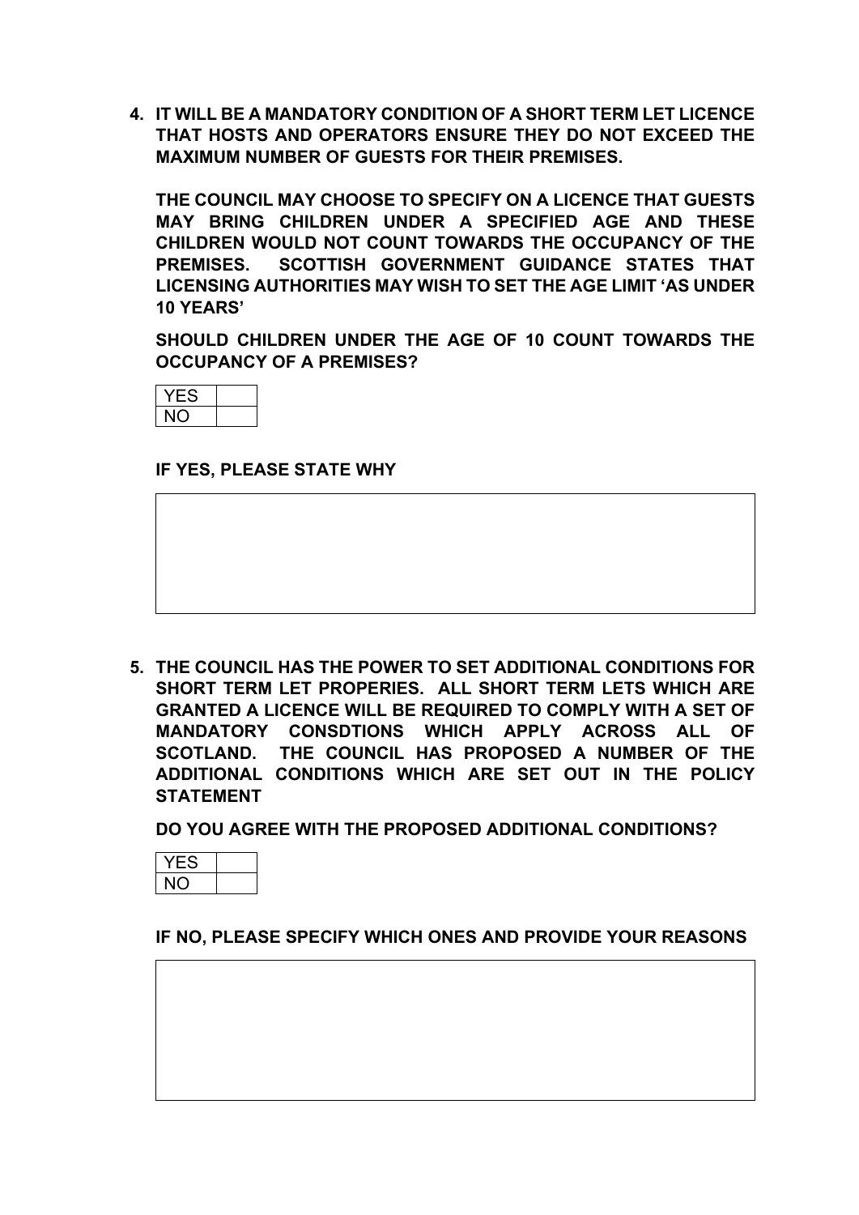**4. IT WILL BE A MANDATORY CONDITION OF A SHORT TERM LET LICENCE THAT HOSTS AND OPERATORS ENSURE THEY DO NOT EXCEED THE MAXIMUM NUMBER OF GUESTS FOR THEIR PREMISES.**

**THE COUNCIL MAY CHOOSE TO SPECIFY ON A LICENCE THAT GUESTS MAY BRING CHILDREN UNDER A SPECIFIED AGE AND THESE CHILDREN WOULD NOT COUNT TOWARDS THE OCCUPANCY OF THE PREMISES. SCOTTISH GOVERNMENT GUIDANCE STATES THAT LICENSING AUTHORITIES MAY WISH TO SET THE AGE LIMIT 'AS UNDER 10 YEARS'**

**SHOULD CHILDREN UNDER THE AGE OF 10 COUNT TOWARDS THE OCCUPANCY OF A PREMISES?**

| YES | |
|---|---|
| NO | |

**IF YES, PLEASE STATE WHY**

| |
|---|
| |

**5. THE COUNCIL HAS THE POWER TO SET ADDITIONAL CONDITIONS FOR SHORT TERM LET PROPERIES. ALL SHORT TERM LETS WHICH ARE GRANTED A LICENCE WILL BE REQUIRED TO COMPLY WITH A SET OF MANDATORY CONSDTIONS WHICH APPLY ACROSS ALL OF SCOTLAND. THE COUNCIL HAS PROPOSED A NUMBER OF THE ADDITIONAL CONDITIONS WHICH ARE SET OUT IN THE POLICY STATEMENT**

**DO YOU AGREE WITH THE PROPOSED ADDITIONAL CONDITIONS?**

| YES | |
|---|---|
| NO | |

**IF NO, PLEASE SPECIFY WHICH ONES AND PROVIDE YOUR REASONS**

| |
|---|
| |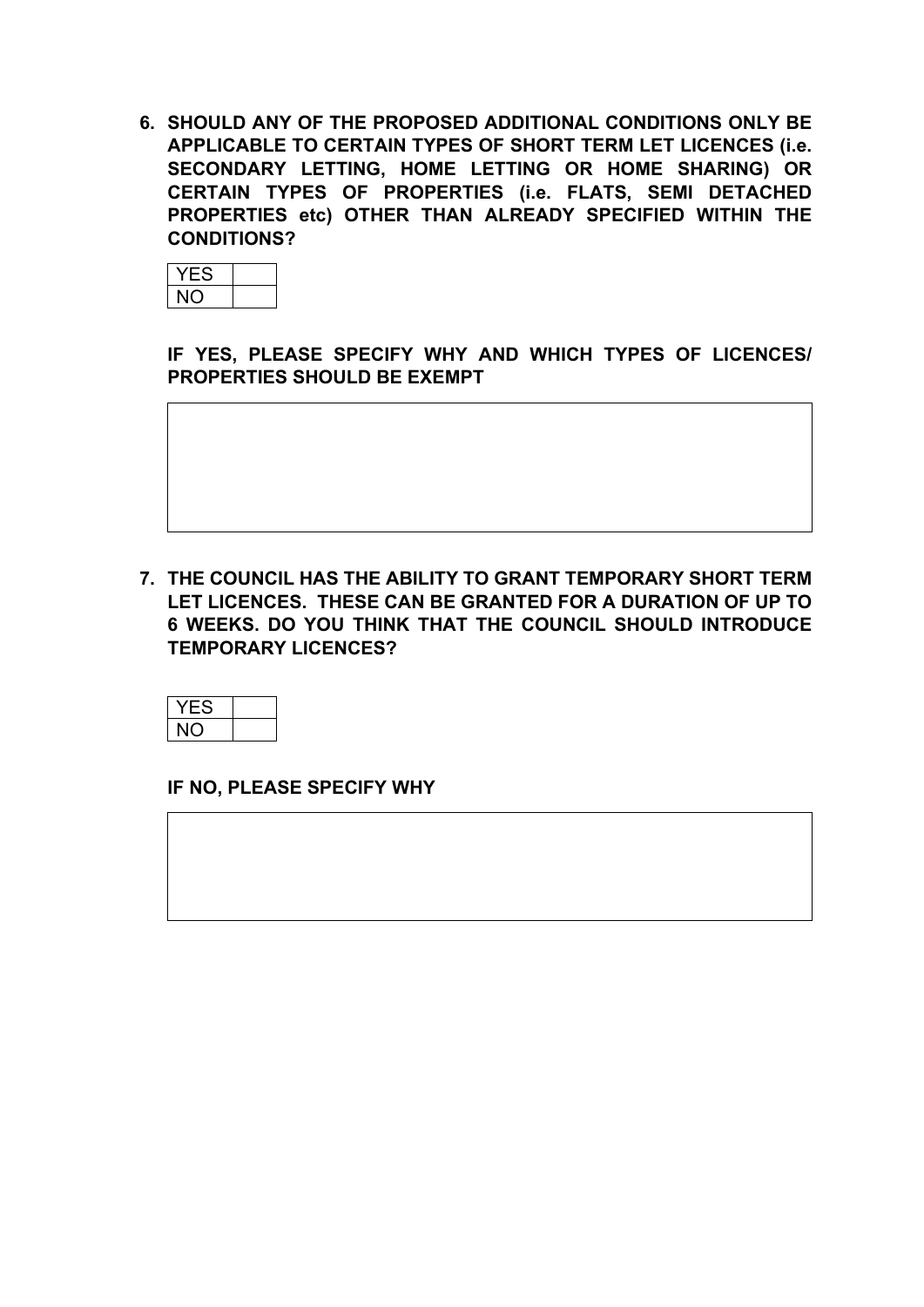**6. SHOULD ANY OF THE PROPOSED ADDITIONAL CONDITIONS ONLY BE APPLICABLE TO CERTAIN TYPES OF SHORT TERM LET LICENCES (i.e. SECONDARY LETTING, HOME LETTING OR HOME SHARING) OR CERTAIN TYPES OF PROPERTIES (i.e. FLATS, SEMI DETACHED PROPERTIES etc) OTHER THAN ALREADY SPECIFIED WITHIN THE CONDITIONS?**

| YES | |
|---|---|
| NO | |

**IF YES, PLEASE SPECIFY WHY AND WHICH TYPES OF LICENCES/ PROPERTIES SHOULD BE EXEMPT**

**7. THE COUNCIL HAS THE ABILITY TO GRANT TEMPORARY SHORT TERM LET LICENCES. THESE CAN BE GRANTED FOR A DURATION OF UP TO 6 WEEKS. DO YOU THINK THAT THE COUNCIL SHOULD INTRODUCE TEMPORARY LICENCES?**

| YES | |
|---|---|
| NO | |

**IF NO, PLEASE SPECIFY WHY**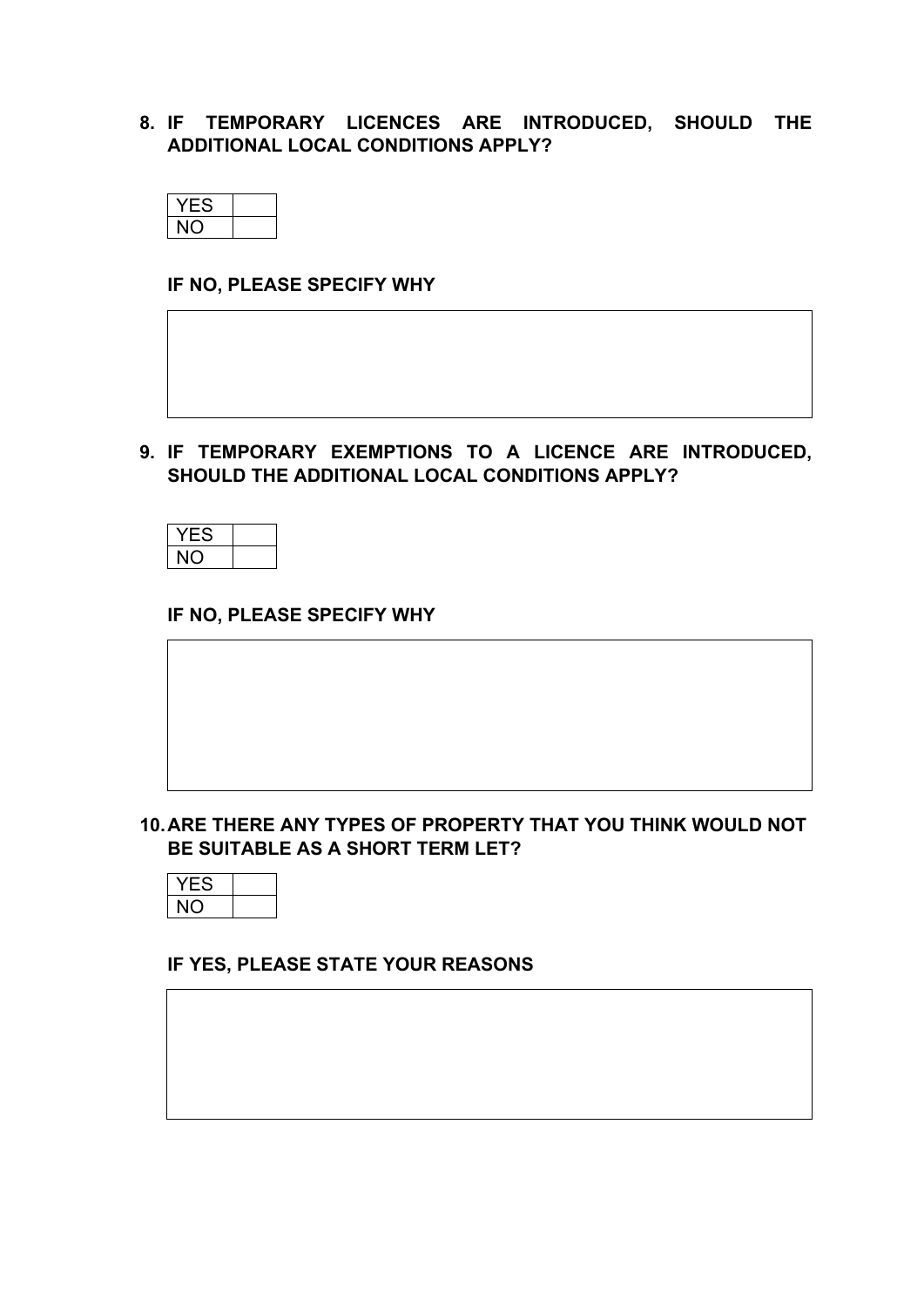8. **IF TEMPORARY LICENCES ARE INTRODUCED, SHOULD THE ADDITIONAL LOCAL CONDITIONS APPLY?**

| YES | |
|---|---|
| NO | |

**IF NO, PLEASE SPECIFY WHY**

| |
|---|
| |

9. **IF TEMPORARY EXEMPTIONS TO A LICENCE ARE INTRODUCED, SHOULD THE ADDITIONAL LOCAL CONDITIONS APPLY?**

| YES | |
|---|---|
| NO | |

**IF NO, PLEASE SPECIFY WHY**

| |
|---|
| |

10. **ARE THERE ANY TYPES OF PROPERTY THAT YOU THINK WOULD NOT BE SUITABLE AS A SHORT TERM LET?**

| YES | |
|---|---|
| NO | |

**IF YES, PLEASE STATE YOUR REASONS**

| |
|---|
| |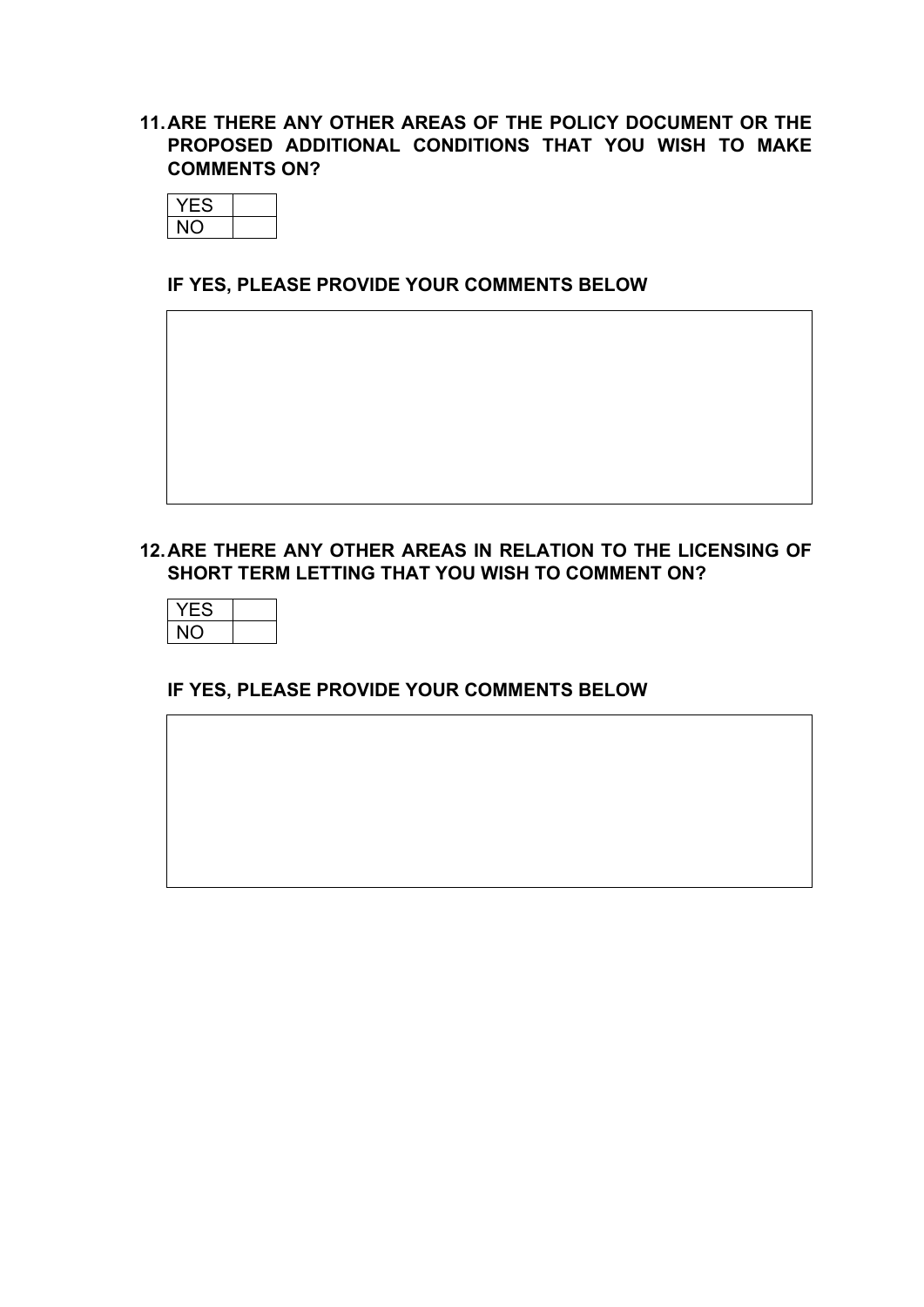**11. ARE THERE ANY OTHER AREAS OF THE POLICY DOCUMENT OR THE PROPOSED ADDITIONAL CONDITIONS THAT YOU WISH TO MAKE COMMENTS ON?**

| | |
|---|---|
| YES | |
| NO | |

**IF YES, PLEASE PROVIDE YOUR COMMENTS BELOW**

| |
|---|
| |

**12. ARE THERE ANY OTHER AREAS IN RELATION TO THE LICENSING OF SHORT TERM LETTING THAT YOU WISH TO COMMENT ON?**

| | |
|---|---|
| YES | |
| NO | |

**IF YES, PLEASE PROVIDE YOUR COMMENTS BELOW**

| |
|---|
| |